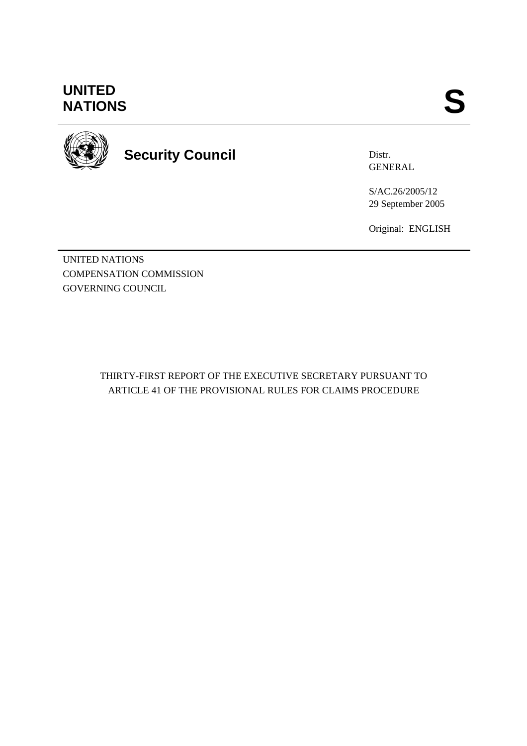# UNITED NATIONS

# S

## Security Council

Distr.
GENERAL

S/AC.26/2005/12
29 September 2005

Original: ENGLISH

UNITED NATIONS
COMPENSATION COMMISSION
GOVERNING COUNCIL

THIRTY-FIRST REPORT OF THE EXECUTIVE SECRETARY PURSUANT TO ARTICLE 41 OF THE PROVISIONAL RULES FOR CLAIMS PROCEDURE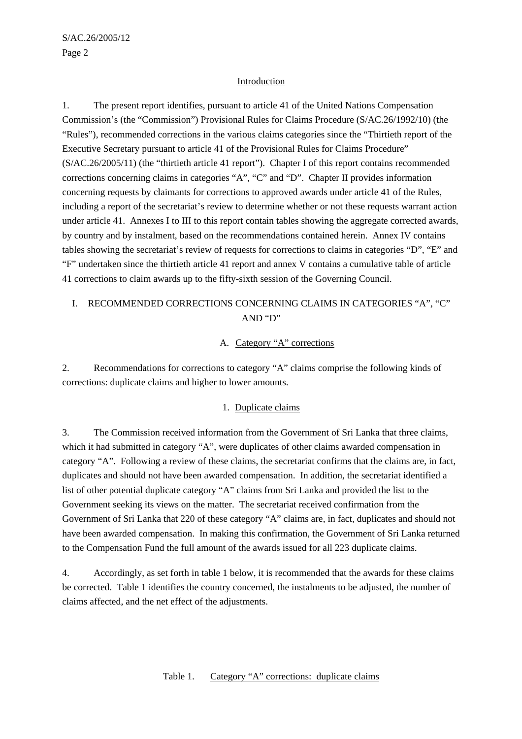## Introduction

1. The present report identifies, pursuant to article 41 of the United Nations Compensation Commission's (the "Commission") Provisional Rules for Claims Procedure (S/AC.26/1992/10) (the "Rules"), recommended corrections in the various claims categories since the "Thirtieth report of the Executive Secretary pursuant to article 41 of the Provisional Rules for Claims Procedure" (S/AC.26/2005/11) (the "thirtieth article 41 report"). Chapter I of this report contains recommended corrections concerning claims in categories "A", "C" and "D". Chapter II provides information concerning requests by claimants for corrections to approved awards under article 41 of the Rules, including a report of the secretariat's review to determine whether or not these requests warrant action under article 41. Annexes I to III to this report contain tables showing the aggregate corrected awards, by country and by instalment, based on the recommendations contained herein. Annex IV contains tables showing the secretariat's review of requests for corrections to claims in categories "D", "E" and "F" undertaken since the thirtieth article 41 report and annex V contains a cumulative table of article 41 corrections to claim awards up to the fifty-sixth session of the Governing Council.

# I. RECOMMENDED CORRECTIONS CONCERNING CLAIMS IN CATEGORIES "A", "C" AND "D"

## A. Category "A" corrections

2. Recommendations for corrections to category "A" claims comprise the following kinds of corrections: duplicate claims and higher to lower amounts.

### 1. Duplicate claims

3. The Commission received information from the Government of Sri Lanka that three claims, which it had submitted in category "A", were duplicates of other claims awarded compensation in category "A". Following a review of these claims, the secretariat confirms that the claims are, in fact, duplicates and should not have been awarded compensation. In addition, the secretariat identified a list of other potential duplicate category "A" claims from Sri Lanka and provided the list to the Government seeking its views on the matter. The secretariat received confirmation from the Government of Sri Lanka that 220 of these category "A" claims are, in fact, duplicates and should not have been awarded compensation. In making this confirmation, the Government of Sri Lanka returned to the Compensation Fund the full amount of the awards issued for all 223 duplicate claims.

4. Accordingly, as set forth in table 1 below, it is recommended that the awards for these claims be corrected. Table 1 identifies the country concerned, the instalments to be adjusted, the number of claims affected, and the net effect of the adjustments.

Table 1. Category "A" corrections: duplicate claims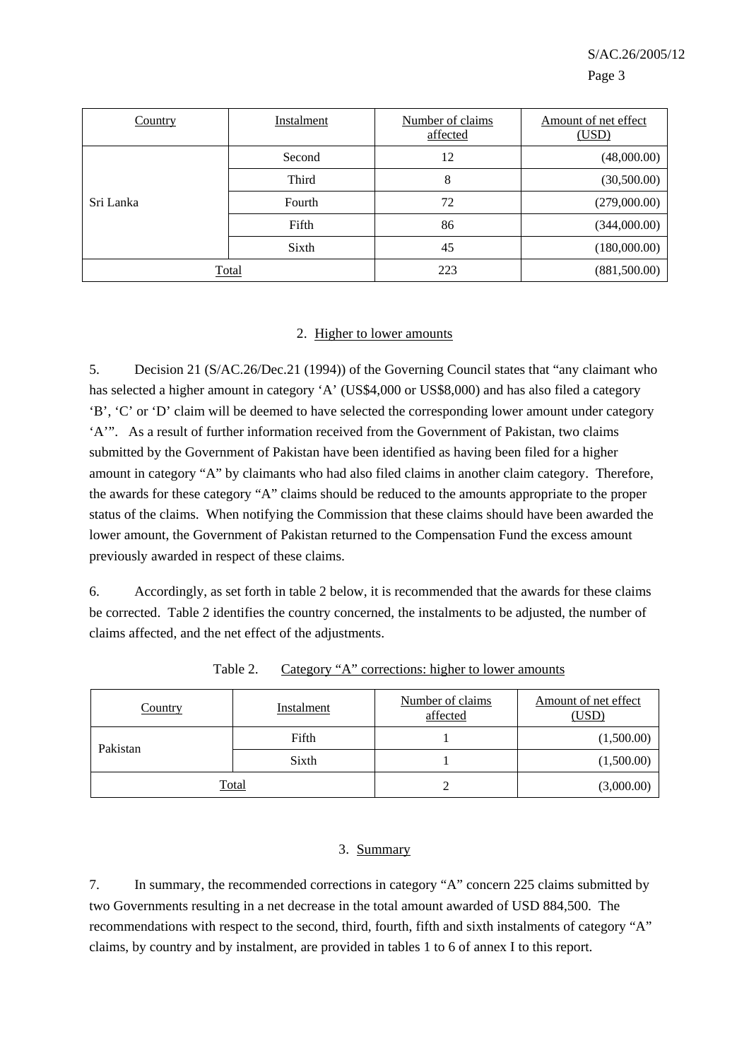| Country | Instalment | Number of claims affected | Amount of net effect (USD) |
| --- | --- | --- | --- |
| Sri Lanka | Second | 12 | (48,000.00) |
| | Third | 8 | (30,500.00) |
| | Fourth | 72 | (279,000.00) |
| | Fifth | 86 | (344,000.00) |
| | Sixth | 45 | (180,000.00) |
| Total | | 223 | (881,500.00) |

### 2. Higher to lower amounts

5. Decision 21 (S/AC.26/Dec.21 (1994)) of the Governing Council states that "any claimant who has selected a higher amount in category 'A' (US$4,000 or US$8,000) and has also filed a category 'B', 'C' or 'D' claim will be deemed to have selected the corresponding lower amount under category 'A'". As a result of further information received from the Government of Pakistan, two claims submitted by the Government of Pakistan have been identified as having been filed for a higher amount in category "A" by claimants who had also filed claims in another claim category. Therefore, the awards for these category "A" claims should be reduced to the amounts appropriate to the proper status of the claims. When notifying the Commission that these claims should have been awarded the lower amount, the Government of Pakistan returned to the Compensation Fund the excess amount previously awarded in respect of these claims.

6. Accordingly, as set forth in table 2 below, it is recommended that the awards for these claims be corrected. Table 2 identifies the country concerned, the instalments to be adjusted, the number of claims affected, and the net effect of the adjustments.

Table 2. Category "A" corrections: higher to lower amounts

| Country | Instalment | Number of claims affected | Amount of net effect (USD) |
| --- | --- | --- | --- |
| Pakistan | Fifth | 1 | (1,500.00) |
| | Sixth | 1 | (1,500.00) |
| Total | | 2 | (3,000.00) |

### 3. Summary

7. In summary, the recommended corrections in category "A" concern 225 claims submitted by two Governments resulting in a net decrease in the total amount awarded of USD 884,500. The recommendations with respect to the second, third, fourth, fifth and sixth instalments of category "A" claims, by country and by instalment, are provided in tables 1 to 6 of annex I to this report.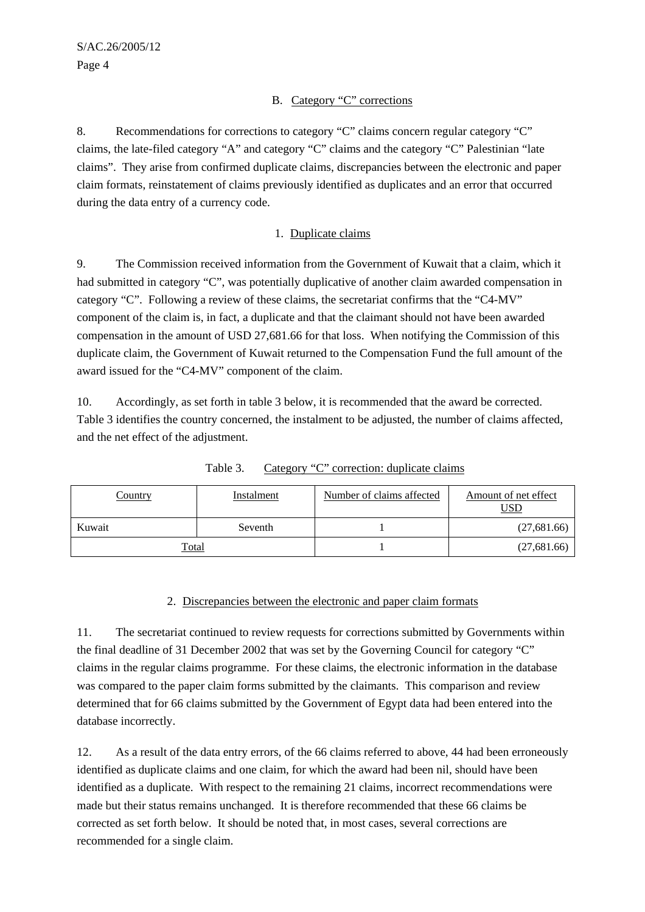### B. Category "C" corrections

8. Recommendations for corrections to category "C" claims concern regular category "C" claims, the late-filed category "A" and category "C" claims and the category "C" Palestinian "late claims". They arise from confirmed duplicate claims, discrepancies between the electronic and paper claim formats, reinstatement of claims previously identified as duplicates and an error that occurred during the data entry of a currency code.

#### 1. Duplicate claims

9. The Commission received information from the Government of Kuwait that a claim, which it had submitted in category "C", was potentially duplicative of another claim awarded compensation in category "C". Following a review of these claims, the secretariat confirms that the "C4-MV" component of the claim is, in fact, a duplicate and that the claimant should not have been awarded compensation in the amount of USD 27,681.66 for that loss. When notifying the Commission of this duplicate claim, the Government of Kuwait returned to the Compensation Fund the full amount of the award issued for the "C4-MV" component of the claim.

10. Accordingly, as set forth in table 3 below, it is recommended that the award be corrected. Table 3 identifies the country concerned, the instalment to be adjusted, the number of claims affected, and the net effect of the adjustment.

Table 3. Category "C" correction: duplicate claims

| Country | Instalment | Number of claims affected | Amount of net effect USD |
|---|---|---|---|
| Kuwait | Seventh | 1 | (27,681.66) |
| Total | | 1 | (27,681.66) |

#### 2. Discrepancies between the electronic and paper claim formats

11. The secretariat continued to review requests for corrections submitted by Governments within the final deadline of 31 December 2002 that was set by the Governing Council for category "C" claims in the regular claims programme. For these claims, the electronic information in the database was compared to the paper claim forms submitted by the claimants. This comparison and review determined that for 66 claims submitted by the Government of Egypt data had been entered into the database incorrectly.

12. As a result of the data entry errors, of the 66 claims referred to above, 44 had been erroneously identified as duplicate claims and one claim, for which the award had been nil, should have been identified as a duplicate. With respect to the remaining 21 claims, incorrect recommendations were made but their status remains unchanged. It is therefore recommended that these 66 claims be corrected as set forth below. It should be noted that, in most cases, several corrections are recommended for a single claim.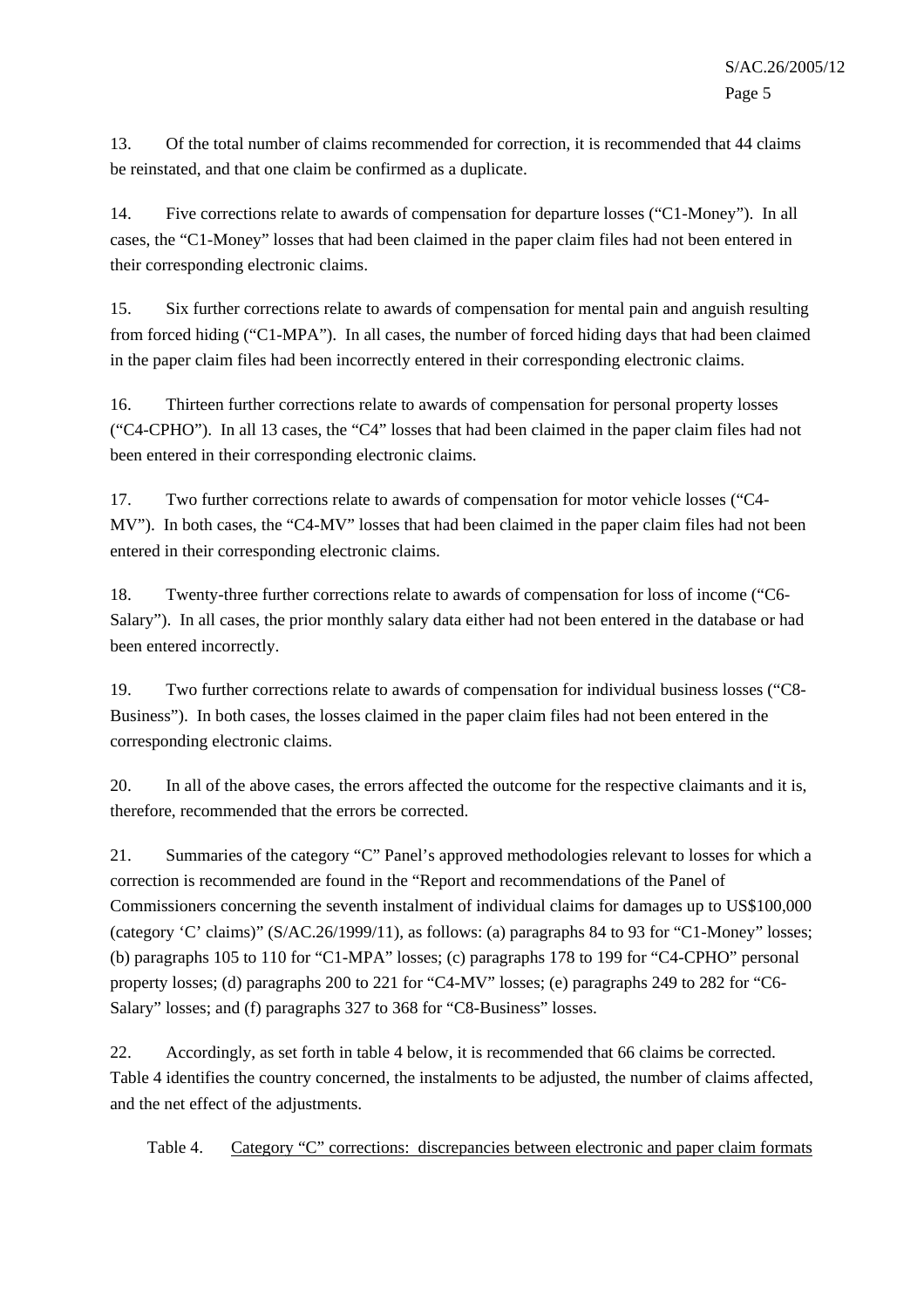13. Of the total number of claims recommended for correction, it is recommended that 44 claims be reinstated, and that one claim be confirmed as a duplicate.

14. Five corrections relate to awards of compensation for departure losses ("C1-Money"). In all cases, the "C1-Money" losses that had been claimed in the paper claim files had not been entered in their corresponding electronic claims.

15. Six further corrections relate to awards of compensation for mental pain and anguish resulting from forced hiding ("C1-MPA"). In all cases, the number of forced hiding days that had been claimed in the paper claim files had been incorrectly entered in their corresponding electronic claims.

16. Thirteen further corrections relate to awards of compensation for personal property losses ("C4-CPHO"). In all 13 cases, the "C4" losses that had been claimed in the paper claim files had not been entered in their corresponding electronic claims.

17. Two further corrections relate to awards of compensation for motor vehicle losses ("C4-MV"). In both cases, the "C4-MV" losses that had been claimed in the paper claim files had not been entered in their corresponding electronic claims.

18. Twenty-three further corrections relate to awards of compensation for loss of income ("C6-Salary"). In all cases, the prior monthly salary data either had not been entered in the database or had been entered incorrectly.

19. Two further corrections relate to awards of compensation for individual business losses ("C8-Business"). In both cases, the losses claimed in the paper claim files had not been entered in the corresponding electronic claims.

20. In all of the above cases, the errors affected the outcome for the respective claimants and it is, therefore, recommended that the errors be corrected.

21. Summaries of the category "C" Panel's approved methodologies relevant to losses for which a correction is recommended are found in the "Report and recommendations of the Panel of Commissioners concerning the seventh instalment of individual claims for damages up to US$100,000 (category 'C' claims)" (S/AC.26/1999/11), as follows: (a) paragraphs 84 to 93 for "C1-Money" losses; (b) paragraphs 105 to 110 for "C1-MPA" losses; (c) paragraphs 178 to 199 for "C4-CPHO" personal property losses; (d) paragraphs 200 to 221 for "C4-MV" losses; (e) paragraphs 249 to 282 for "C6-Salary" losses; and (f) paragraphs 327 to 368 for "C8-Business" losses.

22. Accordingly, as set forth in table 4 below, it is recommended that 66 claims be corrected. Table 4 identifies the country concerned, the instalments to be adjusted, the number of claims affected, and the net effect of the adjustments.

Table 4. Category "C" corrections: discrepancies between electronic and paper claim formats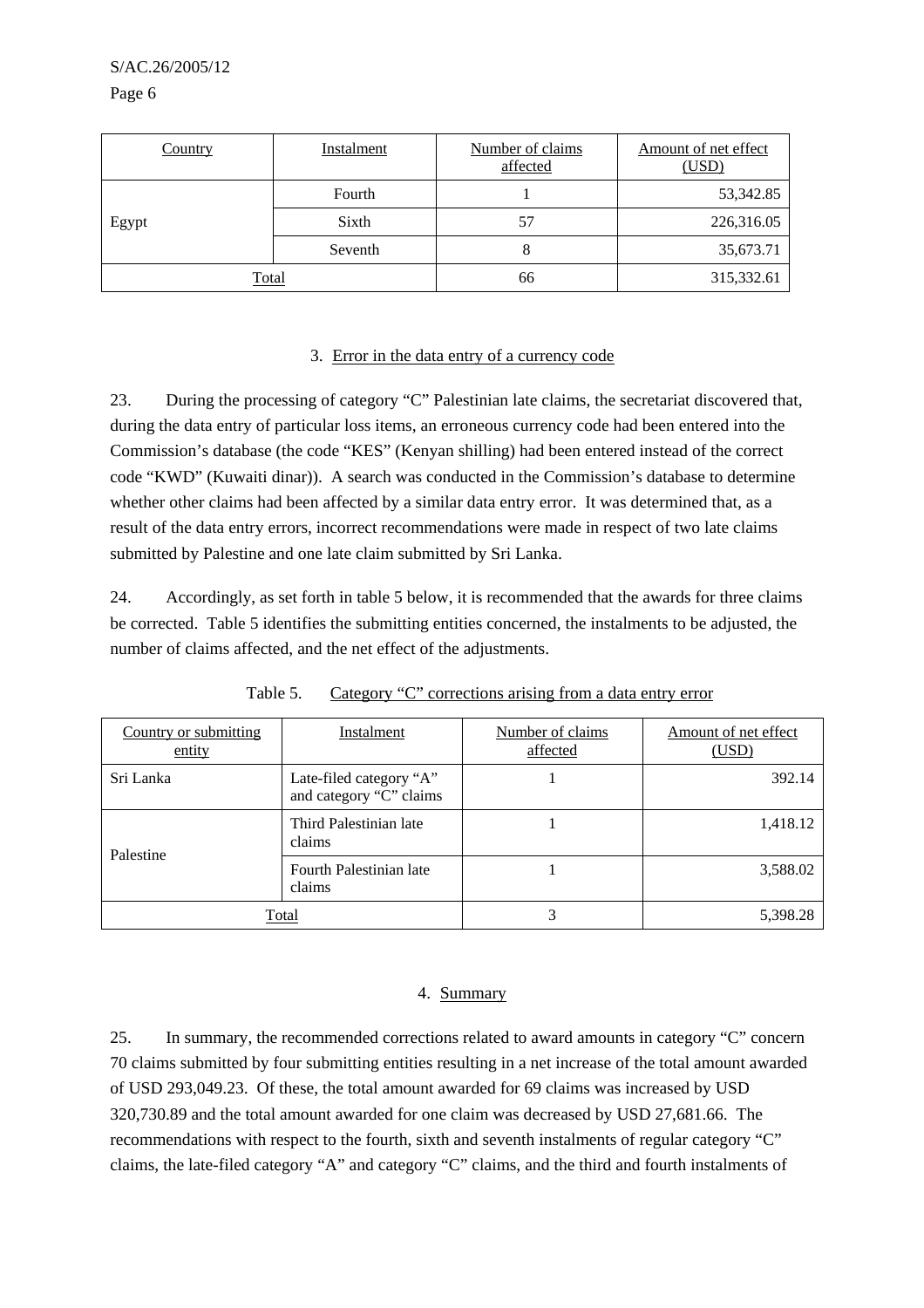| Country | Instalment | Number of claims affected | Amount of net effect (USD) |
|---|---|---|---|
| Egypt | Fourth | 1 | 53,342.85 |
| | Sixth | 57 | 226,316.05 |
| | Seventh | 8 | 35,673.71 |
| Total | | 66 | 315,332.61 |

### 3. Error in the data entry of a currency code

23. During the processing of category "C" Palestinian late claims, the secretariat discovered that, during the data entry of particular loss items, an erroneous currency code had been entered into the Commission's database (the code "KES" (Kenyan shilling) had been entered instead of the correct code "KWD" (Kuwaiti dinar)). A search was conducted in the Commission's database to determine whether other claims had been affected by a similar data entry error. It was determined that, as a result of the data entry errors, incorrect recommendations were made in respect of two late claims submitted by Palestine and one late claim submitted by Sri Lanka.

24. Accordingly, as set forth in table 5 below, it is recommended that the awards for three claims be corrected. Table 5 identifies the submitting entities concerned, the instalments to be adjusted, the number of claims affected, and the net effect of the adjustments.

Table 5. Category "C" corrections arising from a data entry error

| Country or submitting entity | Instalment | Number of claims affected | Amount of net effect (USD) |
|---|---|---|---|
| Sri Lanka | Late-filed category "A" and category "C" claims | 1 | 392.14 |
| Palestine | Third Palestinian late claims | 1 | 1,418.12 |
| | Fourth Palestinian late claims | 1 | 3,588.02 |
| Total | | 3 | 5,398.28 |

### 4. Summary

25. In summary, the recommended corrections related to award amounts in category "C" concern 70 claims submitted by four submitting entities resulting in a net increase of the total amount awarded of USD 293,049.23. Of these, the total amount awarded for 69 claims was increased by USD 320,730.89 and the total amount awarded for one claim was decreased by USD 27,681.66. The recommendations with respect to the fourth, sixth and seventh instalments of regular category "C" claims, the late-filed category "A" and category "C" claims, and the third and fourth instalments of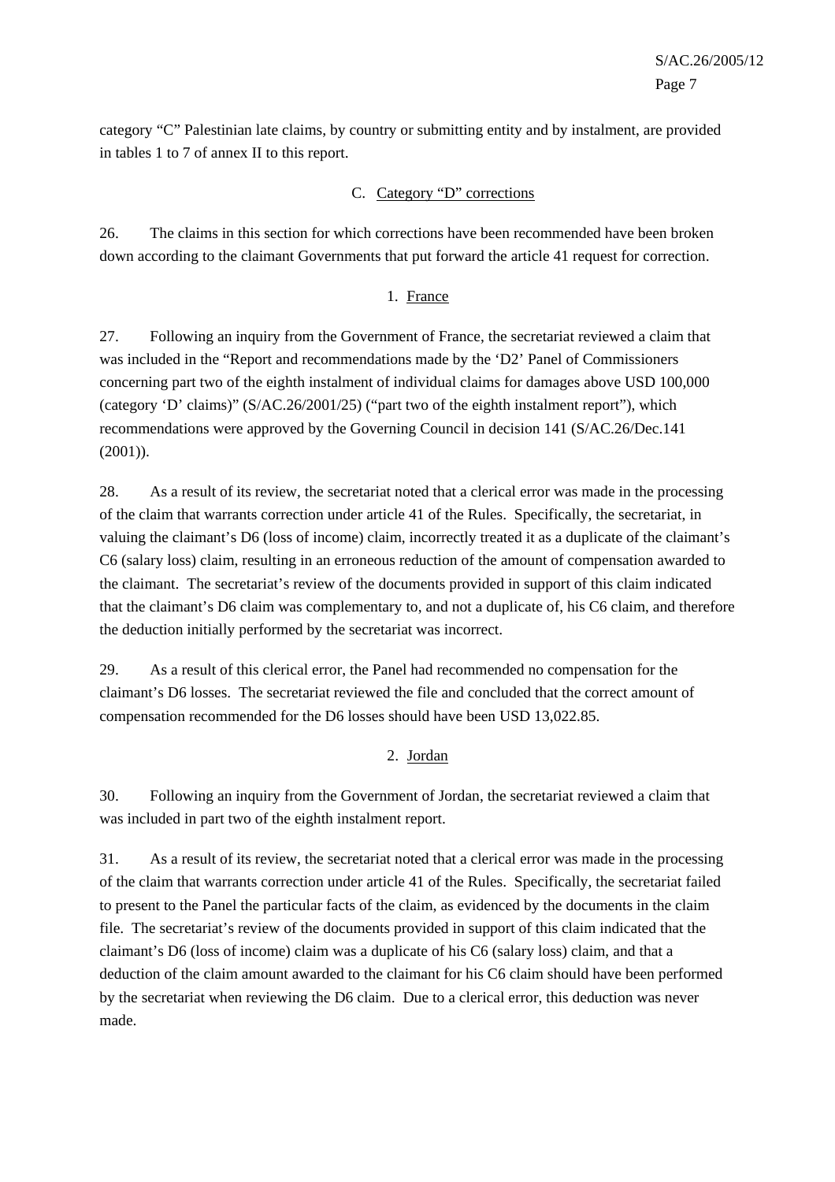category “C” Palestinian late claims, by country or submitting entity and by instalment, are provided in tables 1 to 7 of annex II to this report.

### C. Category “D” corrections

26. The claims in this section for which corrections have been recommended have been broken down according to the claimant Governments that put forward the article 41 request for correction.

#### 1. France

27. Following an inquiry from the Government of France, the secretariat reviewed a claim that was included in the “Report and recommendations made by the ‘D2’ Panel of Commissioners concerning part two of the eighth instalment of individual claims for damages above USD 100,000 (category ‘D’ claims)” (S/AC.26/2001/25) (“part two of the eighth instalment report”), which recommendations were approved by the Governing Council in decision 141 (S/AC.26/Dec.141 (2001)).

28. As a result of its review, the secretariat noted that a clerical error was made in the processing of the claim that warrants correction under article 41 of the Rules. Specifically, the secretariat, in valuing the claimant’s D6 (loss of income) claim, incorrectly treated it as a duplicate of the claimant’s C6 (salary loss) claim, resulting in an erroneous reduction of the amount of compensation awarded to the claimant. The secretariat’s review of the documents provided in support of this claim indicated that the claimant’s D6 claim was complementary to, and not a duplicate of, his C6 claim, and therefore the deduction initially performed by the secretariat was incorrect.

29. As a result of this clerical error, the Panel had recommended no compensation for the claimant’s D6 losses. The secretariat reviewed the file and concluded that the correct amount of compensation recommended for the D6 losses should have been USD 13,022.85.

#### 2. Jordan

30. Following an inquiry from the Government of Jordan, the secretariat reviewed a claim that was included in part two of the eighth instalment report.

31. As a result of its review, the secretariat noted that a clerical error was made in the processing of the claim that warrants correction under article 41 of the Rules. Specifically, the secretariat failed to present to the Panel the particular facts of the claim, as evidenced by the documents in the claim file. The secretariat’s review of the documents provided in support of this claim indicated that the claimant’s D6 (loss of income) claim was a duplicate of his C6 (salary loss) claim, and that a deduction of the claim amount awarded to the claimant for his C6 claim should have been performed by the secretariat when reviewing the D6 claim. Due to a clerical error, this deduction was never made.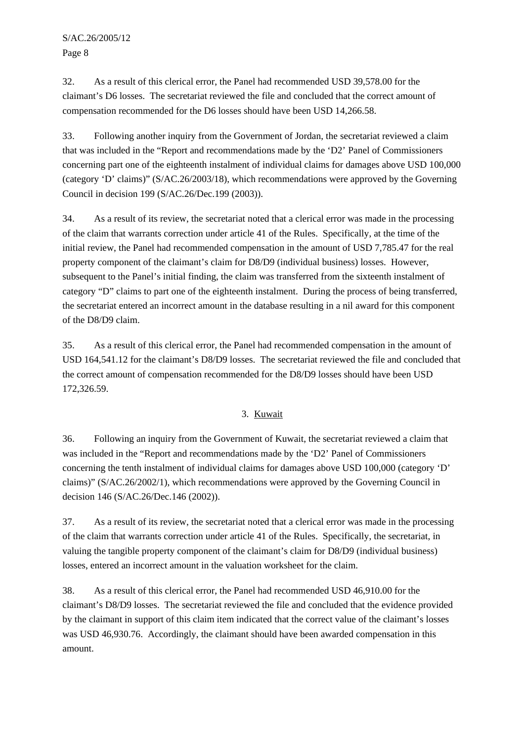32. As a result of this clerical error, the Panel had recommended USD 39,578.00 for the claimant's D6 losses. The secretariat reviewed the file and concluded that the correct amount of compensation recommended for the D6 losses should have been USD 14,266.58.

33. Following another inquiry from the Government of Jordan, the secretariat reviewed a claim that was included in the "Report and recommendations made by the 'D2' Panel of Commissioners concerning part one of the eighteenth instalment of individual claims for damages above USD 100,000 (category 'D' claims)" (S/AC.26/2003/18), which recommendations were approved by the Governing Council in decision 199 (S/AC.26/Dec.199 (2003)).

34. As a result of its review, the secretariat noted that a clerical error was made in the processing of the claim that warrants correction under article 41 of the Rules. Specifically, at the time of the initial review, the Panel had recommended compensation in the amount of USD 7,785.47 for the real property component of the claimant's claim for D8/D9 (individual business) losses. However, subsequent to the Panel's initial finding, the claim was transferred from the sixteenth instalment of category "D" claims to part one of the eighteenth instalment. During the process of being transferred, the secretariat entered an incorrect amount in the database resulting in a nil award for this component of the D8/D9 claim.

35. As a result of this clerical error, the Panel had recommended compensation in the amount of USD 164,541.12 for the claimant's D8/D9 losses. The secretariat reviewed the file and concluded that the correct amount of compensation recommended for the D8/D9 losses should have been USD 172,326.59.

### 3. Kuwait

36. Following an inquiry from the Government of Kuwait, the secretariat reviewed a claim that was included in the "Report and recommendations made by the 'D2' Panel of Commissioners concerning the tenth instalment of individual claims for damages above USD 100,000 (category 'D' claims)" (S/AC.26/2002/1), which recommendations were approved by the Governing Council in decision 146 (S/AC.26/Dec.146 (2002)).

37. As a result of its review, the secretariat noted that a clerical error was made in the processing of the claim that warrants correction under article 41 of the Rules. Specifically, the secretariat, in valuing the tangible property component of the claimant's claim for D8/D9 (individual business) losses, entered an incorrect amount in the valuation worksheet for the claim.

38. As a result of this clerical error, the Panel had recommended USD 46,910.00 for the claimant's D8/D9 losses. The secretariat reviewed the file and concluded that the evidence provided by the claimant in support of this claim item indicated that the correct value of the claimant's losses was USD 46,930.76. Accordingly, the claimant should have been awarded compensation in this amount.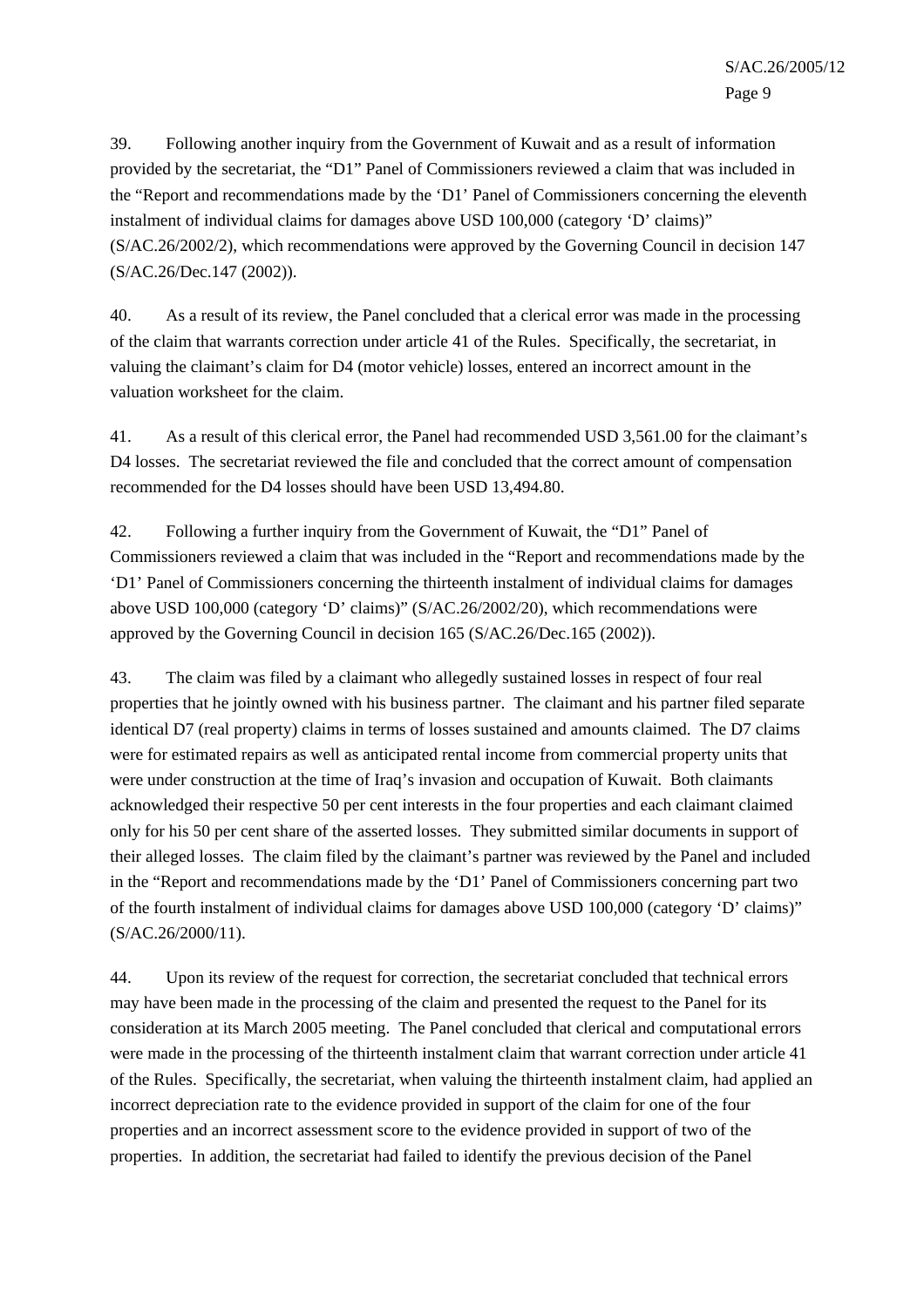39. Following another inquiry from the Government of Kuwait and as a result of information provided by the secretariat, the "D1" Panel of Commissioners reviewed a claim that was included in the "Report and recommendations made by the 'D1' Panel of Commissioners concerning the eleventh instalment of individual claims for damages above USD 100,000 (category 'D' claims)" (S/AC.26/2002/2), which recommendations were approved by the Governing Council in decision 147 (S/AC.26/Dec.147 (2002)).

40. As a result of its review, the Panel concluded that a clerical error was made in the processing of the claim that warrants correction under article 41 of the Rules. Specifically, the secretariat, in valuing the claimant's claim for D4 (motor vehicle) losses, entered an incorrect amount in the valuation worksheet for the claim.

41. As a result of this clerical error, the Panel had recommended USD 3,561.00 for the claimant's D4 losses. The secretariat reviewed the file and concluded that the correct amount of compensation recommended for the D4 losses should have been USD 13,494.80.

42. Following a further inquiry from the Government of Kuwait, the "D1" Panel of Commissioners reviewed a claim that was included in the "Report and recommendations made by the 'D1' Panel of Commissioners concerning the thirteenth instalment of individual claims for damages above USD 100,000 (category 'D' claims)" (S/AC.26/2002/20), which recommendations were approved by the Governing Council in decision 165 (S/AC.26/Dec.165 (2002)).

43. The claim was filed by a claimant who allegedly sustained losses in respect of four real properties that he jointly owned with his business partner. The claimant and his partner filed separate identical D7 (real property) claims in terms of losses sustained and amounts claimed. The D7 claims were for estimated repairs as well as anticipated rental income from commercial property units that were under construction at the time of Iraq's invasion and occupation of Kuwait. Both claimants acknowledged their respective 50 per cent interests in the four properties and each claimant claimed only for his 50 per cent share of the asserted losses. They submitted similar documents in support of their alleged losses. The claim filed by the claimant's partner was reviewed by the Panel and included in the "Report and recommendations made by the 'D1' Panel of Commissioners concerning part two of the fourth instalment of individual claims for damages above USD 100,000 (category 'D' claims)" (S/AC.26/2000/11).

44. Upon its review of the request for correction, the secretariat concluded that technical errors may have been made in the processing of the claim and presented the request to the Panel for its consideration at its March 2005 meeting. The Panel concluded that clerical and computational errors were made in the processing of the thirteenth instalment claim that warrant correction under article 41 of the Rules. Specifically, the secretariat, when valuing the thirteenth instalment claim, had applied an incorrect depreciation rate to the evidence provided in support of the claim for one of the four properties and an incorrect assessment score to the evidence provided in support of two of the properties. In addition, the secretariat had failed to identify the previous decision of the Panel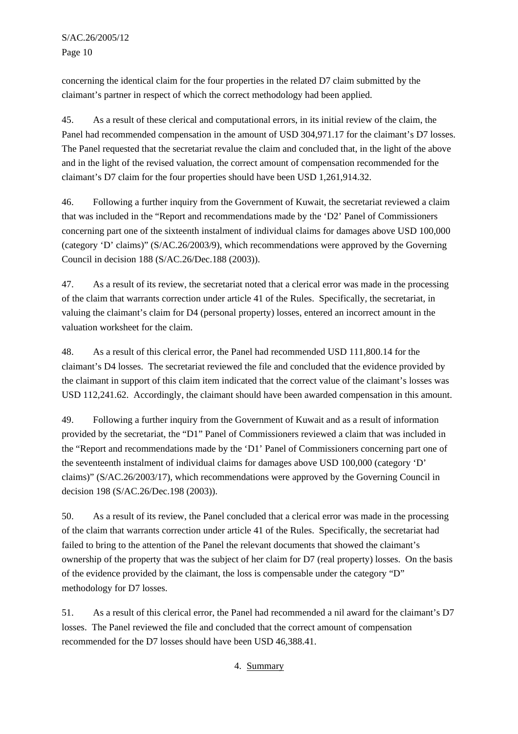concerning the identical claim for the four properties in the related D7 claim submitted by the claimant's partner in respect of which the correct methodology had been applied.

45. As a result of these clerical and computational errors, in its initial review of the claim, the Panel had recommended compensation in the amount of USD 304,971.17 for the claimant's D7 losses. The Panel requested that the secretariat revalue the claim and concluded that, in the light of the above and in the light of the revised valuation, the correct amount of compensation recommended for the claimant's D7 claim for the four properties should have been USD 1,261,914.32.

46. Following a further inquiry from the Government of Kuwait, the secretariat reviewed a claim that was included in the "Report and recommendations made by the 'D2' Panel of Commissioners concerning part one of the sixteenth instalment of individual claims for damages above USD 100,000 (category 'D' claims)" (S/AC.26/2003/9), which recommendations were approved by the Governing Council in decision 188 (S/AC.26/Dec.188 (2003)).

47. As a result of its review, the secretariat noted that a clerical error was made in the processing of the claim that warrants correction under article 41 of the Rules. Specifically, the secretariat, in valuing the claimant's claim for D4 (personal property) losses, entered an incorrect amount in the valuation worksheet for the claim.

48. As a result of this clerical error, the Panel had recommended USD 111,800.14 for the claimant's D4 losses. The secretariat reviewed the file and concluded that the evidence provided by the claimant in support of this claim item indicated that the correct value of the claimant's losses was USD 112,241.62. Accordingly, the claimant should have been awarded compensation in this amount.

49. Following a further inquiry from the Government of Kuwait and as a result of information provided by the secretariat, the "D1" Panel of Commissioners reviewed a claim that was included in the "Report and recommendations made by the 'D1' Panel of Commissioners concerning part one of the seventeenth instalment of individual claims for damages above USD 100,000 (category 'D' claims)" (S/AC.26/2003/17), which recommendations were approved by the Governing Council in decision 198 (S/AC.26/Dec.198 (2003)).

50. As a result of its review, the Panel concluded that a clerical error was made in the processing of the claim that warrants correction under article 41 of the Rules. Specifically, the secretariat had failed to bring to the attention of the Panel the relevant documents that showed the claimant's ownership of the property that was the subject of her claim for D7 (real property) losses. On the basis of the evidence provided by the claimant, the loss is compensable under the category "D" methodology for D7 losses.

51. As a result of this clerical error, the Panel had recommended a nil award for the claimant's D7 losses. The Panel reviewed the file and concluded that the correct amount of compensation recommended for the D7 losses should have been USD 46,388.41.

### 4. Summary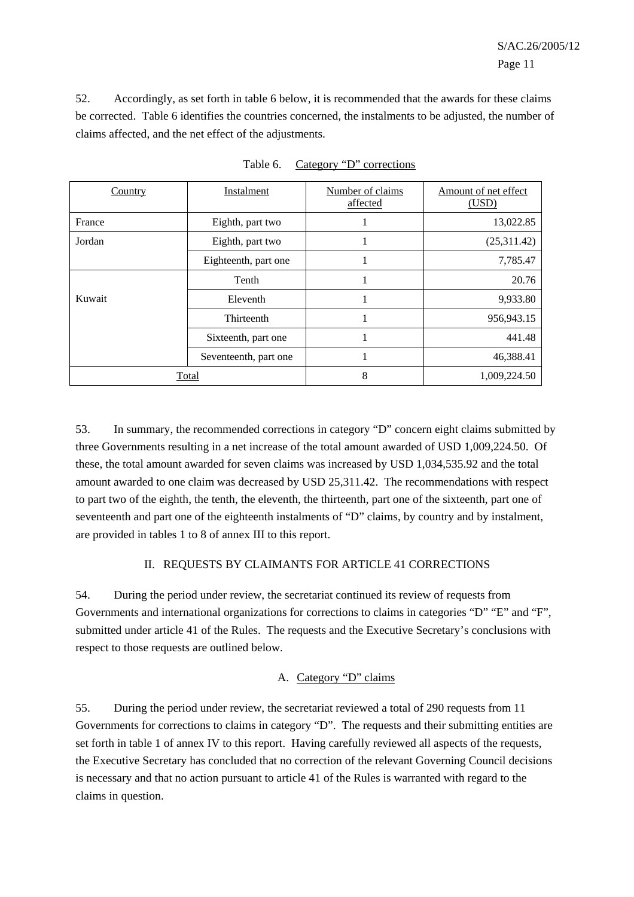52. Accordingly, as set forth in table 6 below, it is recommended that the awards for these claims be corrected. Table 6 identifies the countries concerned, the instalments to be adjusted, the number of claims affected, and the net effect of the adjustments.

Table 6. Category “D” corrections

| Country | Instalment | Number of claims affected | Amount of net effect (USD) |
|---|---|---|---|
| France | Eighth, part two | 1 | 13,022.85 |
| Jordan | Eighth, part two | 1 | (25,311.42) |
| | Eighteenth, part one | 1 | 7,785.47 |
| Kuwait | Tenth | 1 | 20.76 |
| | Eleventh | 1 | 9,933.80 |
| | Thirteenth | 1 | 956,943.15 |
| | Sixteenth, part one | 1 | 441.48 |
| | Seventeenth, part one | 1 | 46,388.41 |
| Total | | 8 | 1,009,224.50 |

53. In summary, the recommended corrections in category “D” concern eight claims submitted by three Governments resulting in a net increase of the total amount awarded of USD 1,009,224.50. Of these, the total amount awarded for seven claims was increased by USD 1,034,535.92 and the total amount awarded to one claim was decreased by USD 25,311.42. The recommendations with respect to part two of the eighth, the tenth, the eleventh, the thirteenth, part one of the sixteenth, part one of seventeenth and part one of the eighteenth instalments of “D” claims, by country and by instalment, are provided in tables 1 to 8 of annex III to this report.

## II. REQUESTS BY CLAIMANTS FOR ARTICLE 41 CORRECTIONS

54. During the period under review, the secretariat continued its review of requests from Governments and international organizations for corrections to claims in categories “D” “E” and “F”, submitted under article 41 of the Rules. The requests and the Executive Secretary’s conclusions with respect to those requests are outlined below.

### A. Category “D” claims

55. During the period under review, the secretariat reviewed a total of 290 requests from 11 Governments for corrections to claims in category “D”. The requests and their submitting entities are set forth in table 1 of annex IV to this report. Having carefully reviewed all aspects of the requests, the Executive Secretary has concluded that no correction of the relevant Governing Council decisions is necessary and that no action pursuant to article 41 of the Rules is warranted with regard to the claims in question.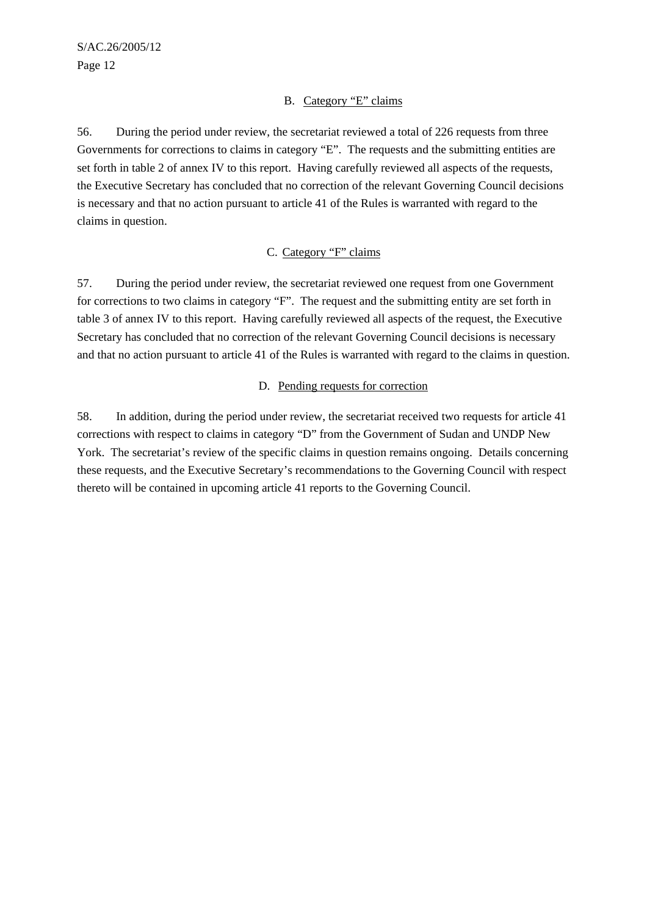### B. Category “E” claims

56. During the period under review, the secretariat reviewed a total of 226 requests from three Governments for corrections to claims in category “E”. The requests and the submitting entities are set forth in table 2 of annex IV to this report. Having carefully reviewed all aspects of the requests, the Executive Secretary has concluded that no correction of the relevant Governing Council decisions is necessary and that no action pursuant to article 41 of the Rules is warranted with regard to the claims in question.

### C. Category “F” claims

57. During the period under review, the secretariat reviewed one request from one Government for corrections to two claims in category “F”. The request and the submitting entity are set forth in table 3 of annex IV to this report. Having carefully reviewed all aspects of the request, the Executive Secretary has concluded that no correction of the relevant Governing Council decisions is necessary and that no action pursuant to article 41 of the Rules is warranted with regard to the claims in question.

### D. Pending requests for correction

58. In addition, during the period under review, the secretariat received two requests for article 41 corrections with respect to claims in category “D” from the Government of Sudan and UNDP New York. The secretariat’s review of the specific claims in question remains ongoing. Details concerning these requests, and the Executive Secretary’s recommendations to the Governing Council with respect thereto will be contained in upcoming article 41 reports to the Governing Council.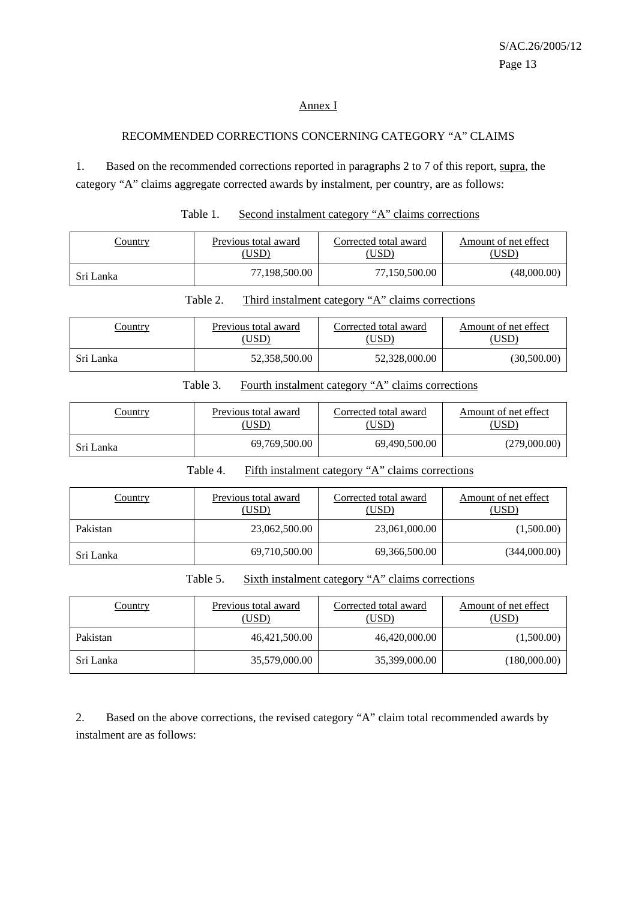## Annex I

### RECOMMENDED CORRECTIONS CONCERNING CATEGORY "A" CLAIMS

1. Based on the recommended corrections reported in paragraphs 2 to 7 of this report, supra, the category "A" claims aggregate corrected awards by instalment, per country, are as follows:

Table 1. Second instalment category "A" claims corrections

| Country | Previous total award (USD) | Corrected total award (USD) | Amount of net effect (USD) |
|---|---|---|---|
| Sri Lanka | 77,198,500.00 | 77,150,500.00 | (48,000.00) |

Table 2. Third instalment category "A" claims corrections

| Country | Previous total award (USD) | Corrected total award (USD) | Amount of net effect (USD) |
|---|---|---|---|
| Sri Lanka | 52,358,500.00 | 52,328,000.00 | (30,500.00) |

Table 3. Fourth instalment category "A" claims corrections

| Country | Previous total award (USD) | Corrected total award (USD) | Amount of net effect (USD) |
|---|---|---|---|
| Sri Lanka | 69,769,500.00 | 69,490,500.00 | (279,000.00) |

Table 4. Fifth instalment category "A" claims corrections

| Country | Previous total award (USD) | Corrected total award (USD) | Amount of net effect (USD) |
|---|---|---|---|
| Pakistan | 23,062,500.00 | 23,061,000.00 | (1,500.00) |
| Sri Lanka | 69,710,500.00 | 69,366,500.00 | (344,000.00) |

Table 5. Sixth instalment category "A" claims corrections

| Country | Previous total award (USD) | Corrected total award (USD) | Amount of net effect (USD) |
|---|---|---|---|
| Pakistan | 46,421,500.00 | 46,420,000.00 | (1,500.00) |
| Sri Lanka | 35,579,000.00 | 35,399,000.00 | (180,000.00) |

2. Based on the above corrections, the revised category "A" claim total recommended awards by instalment are as follows: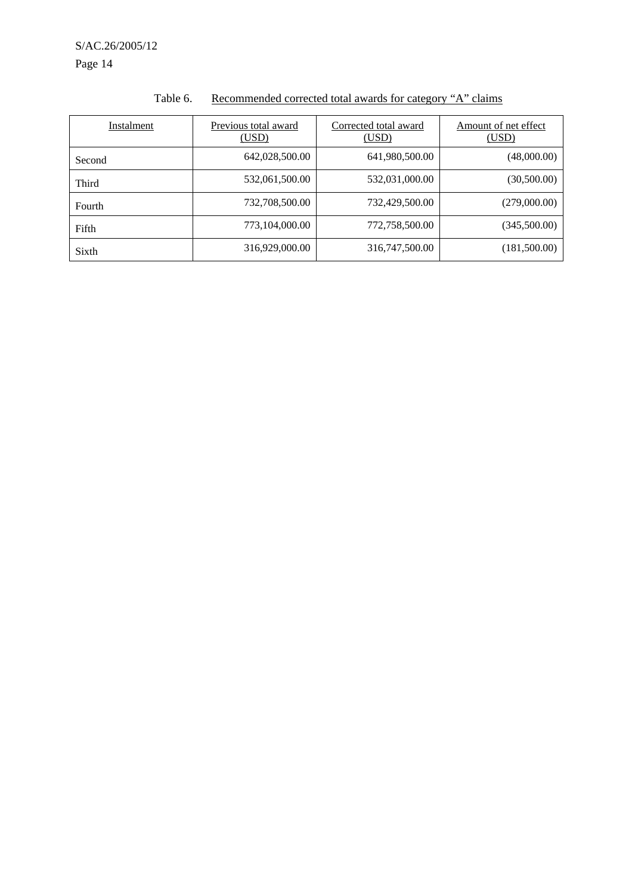Table 6. Recommended corrected total awards for category “A” claims

| Instalment | Previous total award (USD) | Corrected total award (USD) | Amount of net effect (USD) |
|---|---|---|---|
| Second | 642,028,500.00 | 641,980,500.00 | (48,000.00) |
| Third | 532,061,500.00 | 532,031,000.00 | (30,500.00) |
| Fourth | 732,708,500.00 | 732,429,500.00 | (279,000.00) |
| Fifth | 773,104,000.00 | 772,758,500.00 | (345,500.00) |
| Sixth | 316,929,000.00 | 316,747,500.00 | (181,500.00) |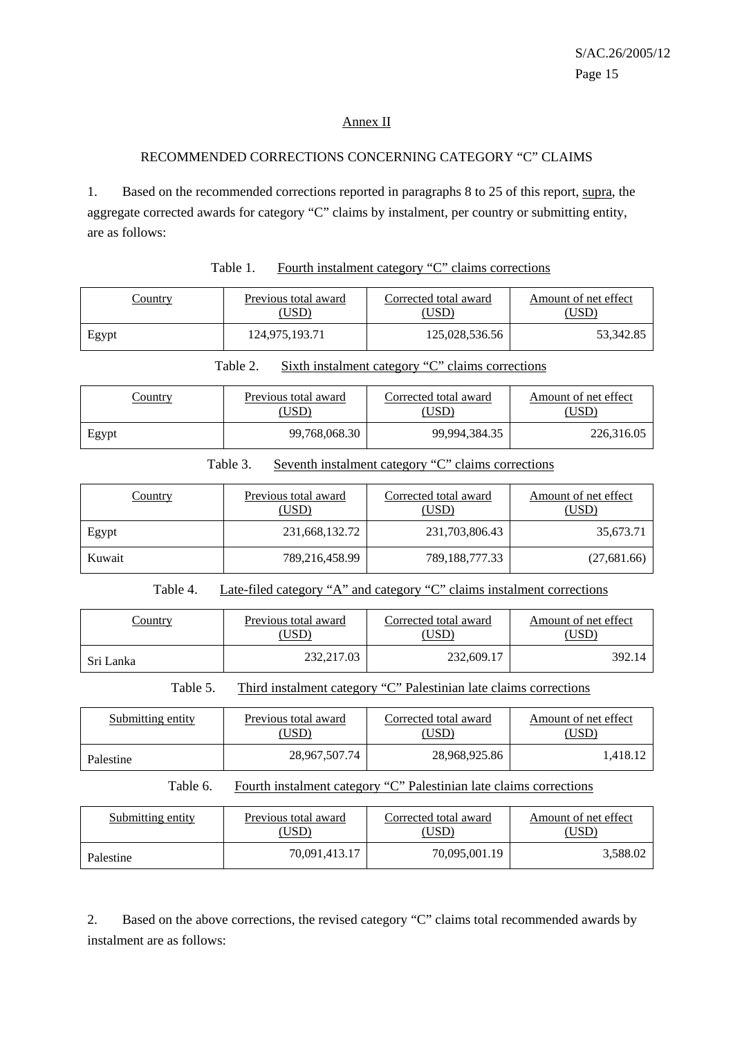## Annex II

### RECOMMENDED CORRECTIONS CONCERNING CATEGORY "C" CLAIMS

1. Based on the recommended corrections reported in paragraphs 8 to 25 of this report, supra, the aggregate corrected awards for category "C" claims by instalment, per country or submitting entity, are as follows:

Table 1. Fourth instalment category "C" claims corrections

| Country | Previous total award (USD) | Corrected total award (USD) | Amount of net effect (USD) |
|---|---|---|---|
| Egypt | 124,975,193.71 | 125,028,536.56 | 53,342.85 |

Table 2. Sixth instalment category "C" claims corrections

| Country | Previous total award (USD) | Corrected total award (USD) | Amount of net effect (USD) |
|---|---|---|---|
| Egypt | 99,768,068.30 | 99,994,384.35 | 226,316.05 |

Table 3. Seventh instalment category "C" claims corrections

| Country | Previous total award (USD) | Corrected total award (USD) | Amount of net effect (USD) |
|---|---|---|---|
| Egypt | 231,668,132.72 | 231,703,806.43 | 35,673.71 |
| Kuwait | 789,216,458.99 | 789,188,777.33 | (27,681.66) |

Table 4. Late-filed category "A" and category "C" claims instalment corrections

| Country | Previous total award (USD) | Corrected total award (USD) | Amount of net effect (USD) |
|---|---|---|---|
| Sri Lanka | 232,217.03 | 232,609.17 | 392.14 |

Table 5. Third instalment category "C" Palestinian late claims corrections

| Submitting entity | Previous total award (USD) | Corrected total award (USD) | Amount of net effect (USD) |
|---|---|---|---|
| Palestine | 28,967,507.74 | 28,968,925.86 | 1,418.12 |

Table 6. Fourth instalment category "C" Palestinian late claims corrections

| Submitting entity | Previous total award (USD) | Corrected total award (USD) | Amount of net effect (USD) |
|---|---|---|---|
| Palestine | 70,091,413.17 | 70,095,001.19 | 3,588.02 |

2. Based on the above corrections, the revised category "C" claims total recommended awards by instalment are as follows: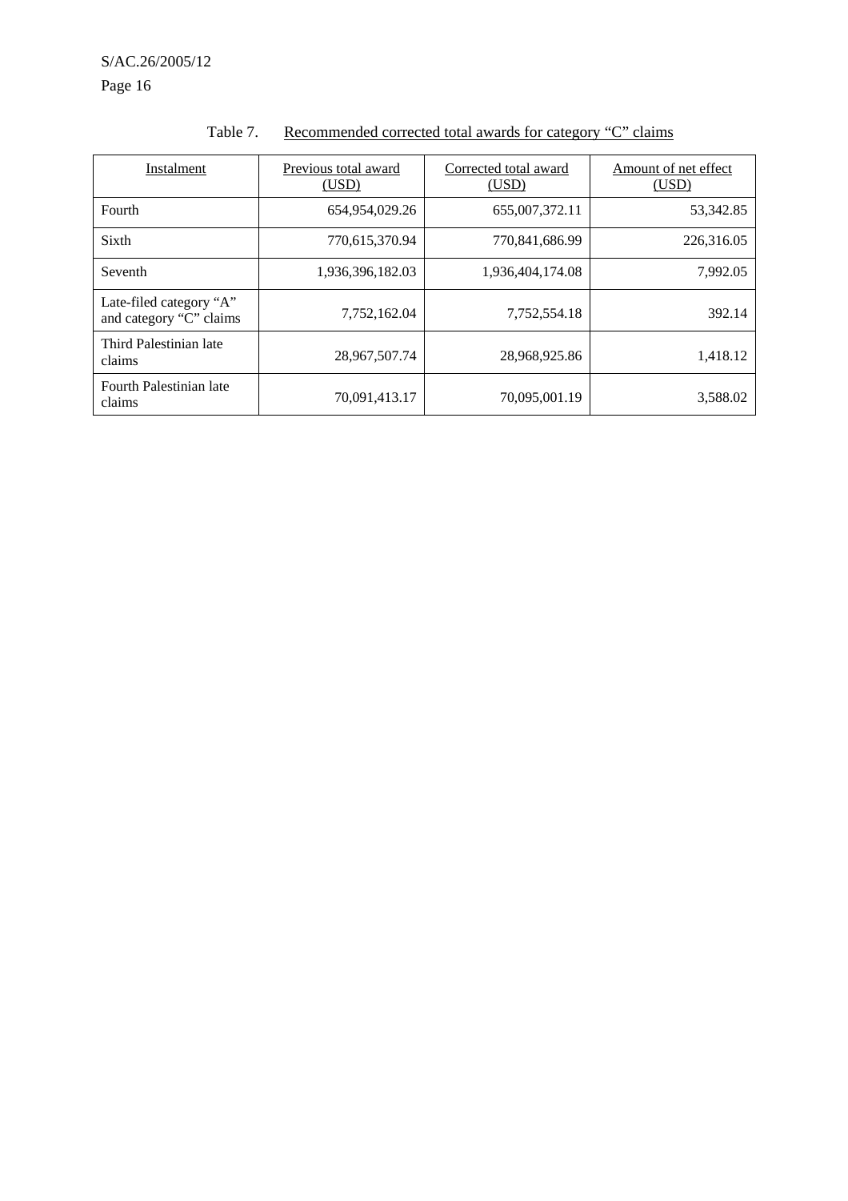Table 7. Recommended corrected total awards for category "C" claims

| Instalment | Previous total award (USD) | Corrected total award (USD) | Amount of net effect (USD) |
|---|---|---|---|
| Fourth | 654,954,029.26 | 655,007,372.11 | 53,342.85 |
| Sixth | 770,615,370.94 | 770,841,686.99 | 226,316.05 |
| Seventh | 1,936,396,182.03 | 1,936,404,174.08 | 7,992.05 |
| Late-filed category "A" and category "C" claims | 7,752,162.04 | 7,752,554.18 | 392.14 |
| Third Palestinian late claims | 28,967,507.74 | 28,968,925.86 | 1,418.12 |
| Fourth Palestinian late claims | 70,091,413.17 | 70,095,001.19 | 3,588.02 |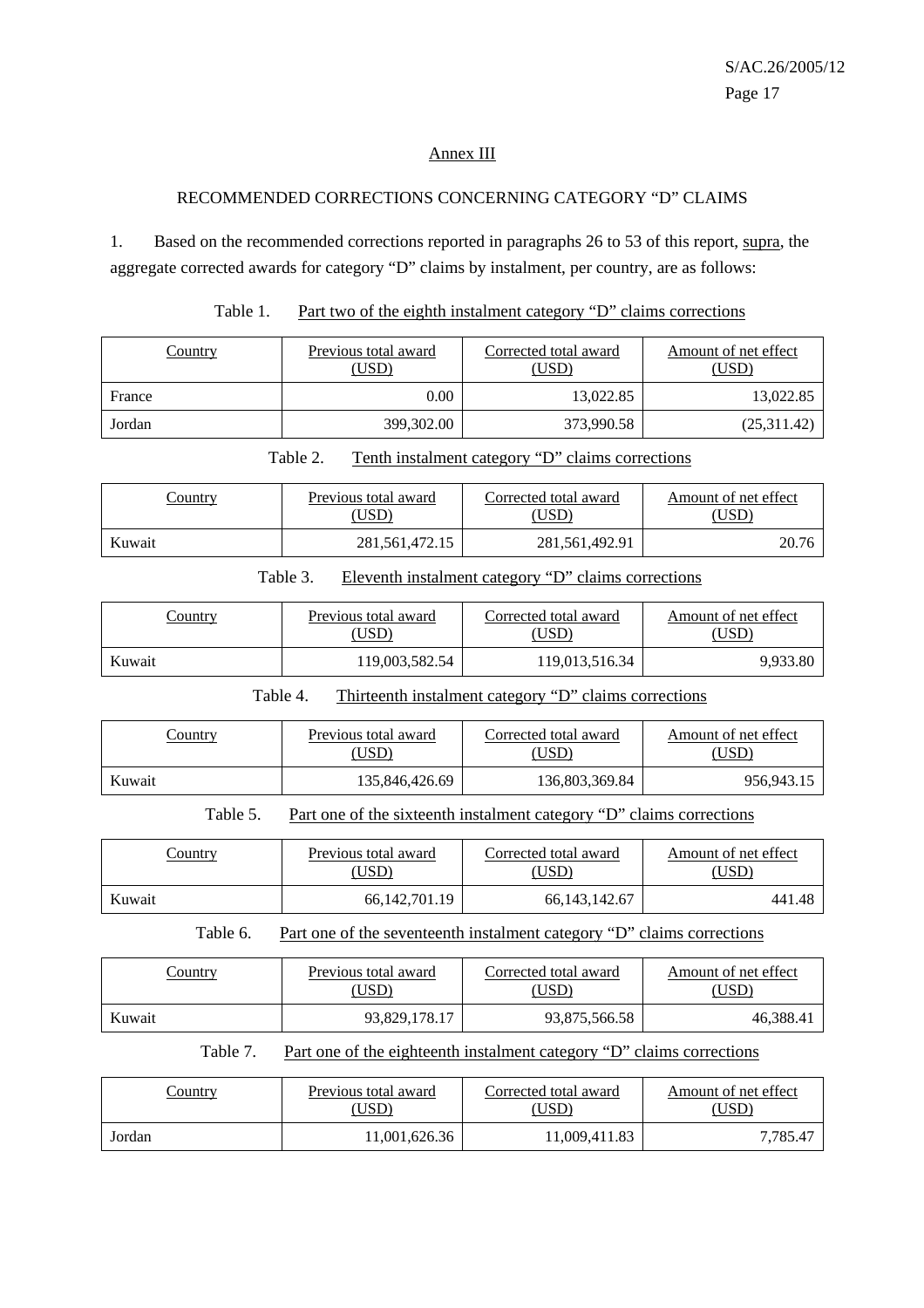## Annex III

### RECOMMENDED CORRECTIONS CONCERNING CATEGORY "D" CLAIMS

1. Based on the recommended corrections reported in paragraphs 26 to 53 of this report, supra, the aggregate corrected awards for category "D" claims by instalment, per country, are as follows:

Table 1. Part two of the eighth instalment category "D" claims corrections

| Country | Previous total award (USD) | Corrected total award (USD) | Amount of net effect (USD) |
|---|---:|---:|---:|
| France | 0.00 | 13,022.85 | 13,022.85 |
| Jordan | 399,302.00 | 373,990.58 | (25,311.42) |

Table 2. Tenth instalment category "D" claims corrections

| Country | Previous total award (USD) | Corrected total award (USD) | Amount of net effect (USD) |
|---|---:|---:|---:|
| Kuwait | 281,561,472.15 | 281,561,492.91 | 20.76 |

Table 3. Eleventh instalment category "D" claims corrections

| Country | Previous total award (USD) | Corrected total award (USD) | Amount of net effect (USD) |
|---|---:|---:|---:|
| Kuwait | 119,003,582.54 | 119,013,516.34 | 9,933.80 |

Table 4. Thirteenth instalment category "D" claims corrections

| Country | Previous total award (USD) | Corrected total award (USD) | Amount of net effect (USD) |
|---|---:|---:|---:|
| Kuwait | 135,846,426.69 | 136,803,369.84 | 956,943.15 |

Table 5. Part one of the sixteenth instalment category "D" claims corrections

| Country | Previous total award (USD) | Corrected total award (USD) | Amount of net effect (USD) |
|---|---:|---:|---:|
| Kuwait | 66,142,701.19 | 66,143,142.67 | 441.48 |

Table 6. Part one of the seventeenth instalment category "D" claims corrections

| Country | Previous total award (USD) | Corrected total award (USD) | Amount of net effect (USD) |
|---|---:|---:|---:|
| Kuwait | 93,829,178.17 | 93,875,566.58 | 46,388.41 |

Table 7. Part one of the eighteenth instalment category "D" claims corrections

| Country | Previous total award (USD) | Corrected total award (USD) | Amount of net effect (USD) |
|---|---:|---:|---:|
| Jordan | 11,001,626.36 | 11,009,411.83 | 7,785.47 |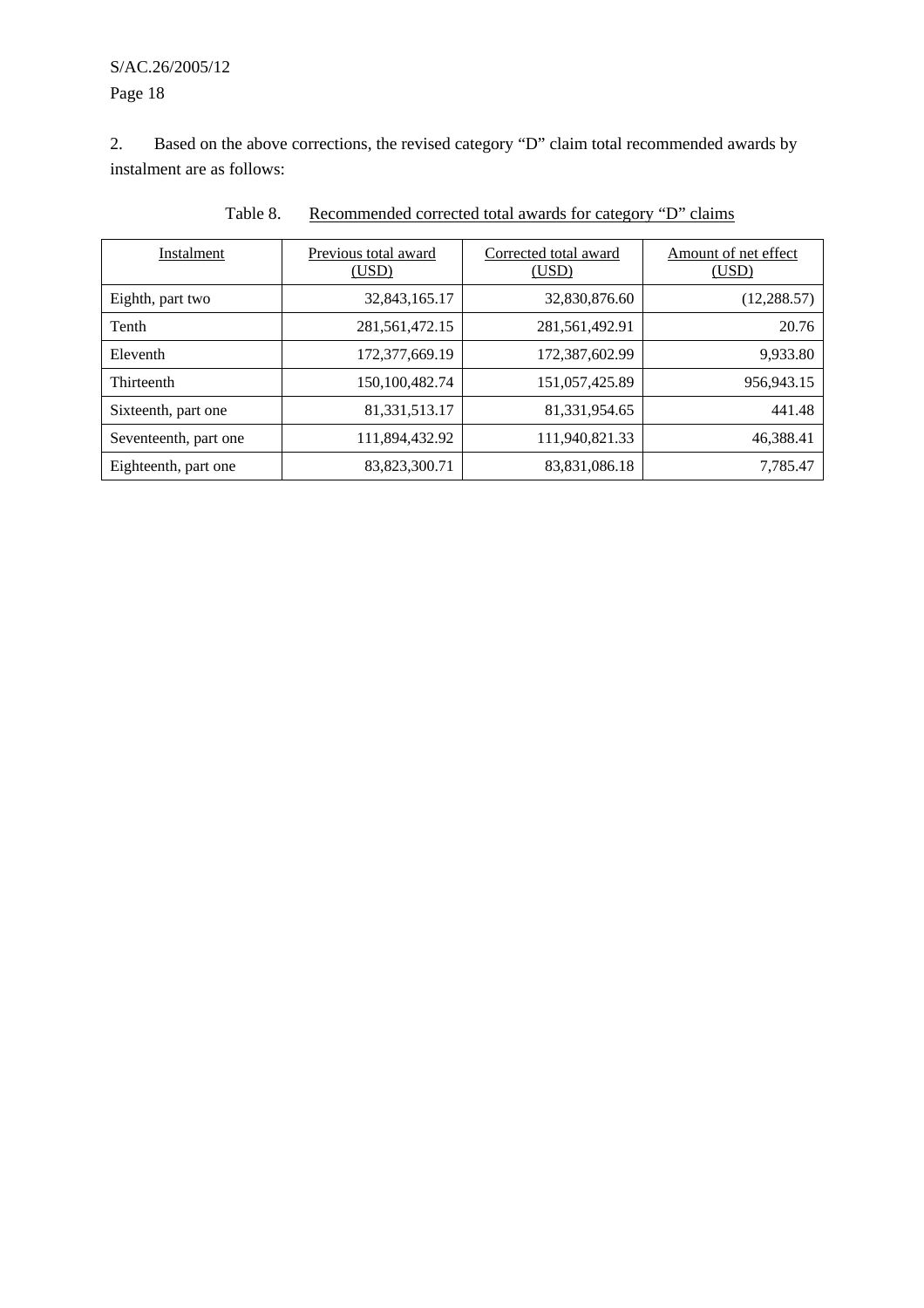2. Based on the above corrections, the revised category "D" claim total recommended awards by instalment are as follows:

Table 8. Recommended corrected total awards for category "D" claims

| Instalment | Previous total award (USD) | Corrected total award (USD) | Amount of net effect (USD) |
|---|---|---|---|
| Eighth, part two | 32,843,165.17 | 32,830,876.60 | (12,288.57) |
| Tenth | 281,561,472.15 | 281,561,492.91 | 20.76 |
| Eleventh | 172,377,669.19 | 172,387,602.99 | 9,933.80 |
| Thirteenth | 150,100,482.74 | 151,057,425.89 | 956,943.15 |
| Sixteenth, part one | 81,331,513.17 | 81,331,954.65 | 441.48 |
| Seventeenth, part one | 111,894,432.92 | 111,940,821.33 | 46,388.41 |
| Eighteenth, part one | 83,823,300.71 | 83,831,086.18 | 7,785.47 |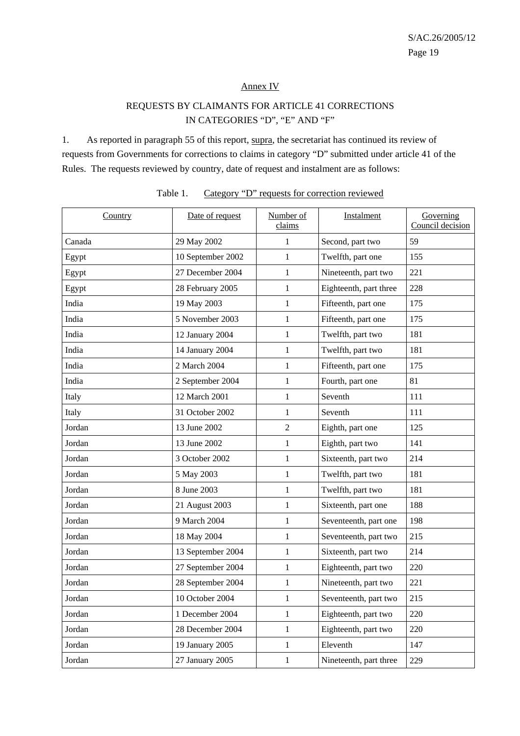Annex IV

REQUESTS BY CLAIMANTS FOR ARTICLE 41 CORRECTIONS IN CATEGORIES “D”, “E” AND “F”

1. As reported in paragraph 55 of this report, supra, the secretariat has continued its review of requests from Governments for corrections to claims in category “D” submitted under article 41 of the Rules. The requests reviewed by country, date of request and instalment are as follows:

Table 1. Category “D” requests for correction reviewed

| Country | Date of request | Number of claims | Instalment | Governing Council decision |
|---|---|---|---|---|
| Canada | 29 May 2002 | 1 | Second, part two | 59 |
| Egypt | 10 September 2002 | 1 | Twelfth, part one | 155 |
| Egypt | 27 December 2004 | 1 | Nineteenth, part two | 221 |
| Egypt | 28 February 2005 | 1 | Eighteenth, part three | 228 |
| India | 19 May 2003 | 1 | Fifteenth, part one | 175 |
| India | 5 November 2003 | 1 | Fifteenth, part one | 175 |
| India | 12 January 2004 | 1 | Twelfth, part two | 181 |
| India | 14 January 2004 | 1 | Twelfth, part two | 181 |
| India | 2 March 2004 | 1 | Fifteenth, part one | 175 |
| India | 2 September 2004 | 1 | Fourth, part one | 81 |
| Italy | 12 March 2001 | 1 | Seventh | 111 |
| Italy | 31 October 2002 | 1 | Seventh | 111 |
| Jordan | 13 June 2002 | 2 | Eighth, part one | 125 |
| Jordan | 13 June 2002 | 1 | Eighth, part two | 141 |
| Jordan | 3 October 2002 | 1 | Sixteenth, part two | 214 |
| Jordan | 5 May 2003 | 1 | Twelfth, part two | 181 |
| Jordan | 8 June 2003 | 1 | Twelfth, part two | 181 |
| Jordan | 21 August 2003 | 1 | Sixteenth, part one | 188 |
| Jordan | 9 March 2004 | 1 | Seventeenth, part one | 198 |
| Jordan | 18 May 2004 | 1 | Seventeenth, part two | 215 |
| Jordan | 13 September 2004 | 1 | Sixteenth, part two | 214 |
| Jordan | 27 September 2004 | 1 | Eighteenth, part two | 220 |
| Jordan | 28 September 2004 | 1 | Nineteenth, part two | 221 |
| Jordan | 10 October 2004 | 1 | Seventeenth, part two | 215 |
| Jordan | 1 December 2004 | 1 | Eighteenth, part two | 220 |
| Jordan | 28 December 2004 | 1 | Eighteenth, part two | 220 |
| Jordan | 19 January 2005 | 1 | Eleventh | 147 |
| Jordan | 27 January 2005 | 1 | Nineteenth, part three | 229 |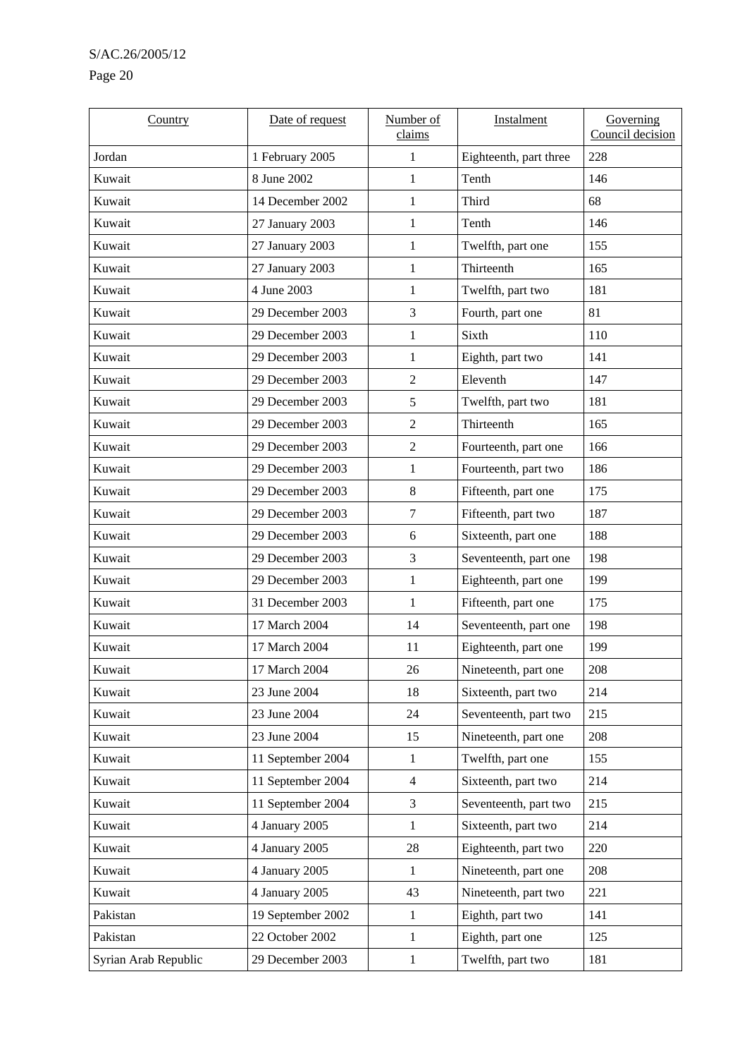| Country | Date of request | Number of claims | Instalment | Governing Council decision |
| --- | --- | --- | --- | --- |
| Jordan | 1 February 2005 | 1 | Eighteenth, part three | 228 |
| Kuwait | 8 June 2002 | 1 | Tenth | 146 |
| Kuwait | 14 December 2002 | 1 | Third | 68 |
| Kuwait | 27 January 2003 | 1 | Tenth | 146 |
| Kuwait | 27 January 2003 | 1 | Twelfth, part one | 155 |
| Kuwait | 27 January 2003 | 1 | Thirteenth | 165 |
| Kuwait | 4 June 2003 | 1 | Twelfth, part two | 181 |
| Kuwait | 29 December 2003 | 3 | Fourth, part one | 81 |
| Kuwait | 29 December 2003 | 1 | Sixth | 110 |
| Kuwait | 29 December 2003 | 1 | Eighth, part two | 141 |
| Kuwait | 29 December 2003 | 2 | Eleventh | 147 |
| Kuwait | 29 December 2003 | 5 | Twelfth, part two | 181 |
| Kuwait | 29 December 2003 | 2 | Thirteenth | 165 |
| Kuwait | 29 December 2003 | 2 | Fourteenth, part one | 166 |
| Kuwait | 29 December 2003 | 1 | Fourteenth, part two | 186 |
| Kuwait | 29 December 2003 | 8 | Fifteenth, part one | 175 |
| Kuwait | 29 December 2003 | 7 | Fifteenth, part two | 187 |
| Kuwait | 29 December 2003 | 6 | Sixteenth, part one | 188 |
| Kuwait | 29 December 2003 | 3 | Seventeenth, part one | 198 |
| Kuwait | 29 December 2003 | 1 | Eighteenth, part one | 199 |
| Kuwait | 31 December 2003 | 1 | Fifteenth, part one | 175 |
| Kuwait | 17 March 2004 | 14 | Seventeenth, part one | 198 |
| Kuwait | 17 March 2004 | 11 | Eighteenth, part one | 199 |
| Kuwait | 17 March 2004 | 26 | Nineteenth, part one | 208 |
| Kuwait | 23 June 2004 | 18 | Sixteenth, part two | 214 |
| Kuwait | 23 June 2004 | 24 | Seventeenth, part two | 215 |
| Kuwait | 23 June 2004 | 15 | Nineteenth, part one | 208 |
| Kuwait | 11 September 2004 | 1 | Twelfth, part one | 155 |
| Kuwait | 11 September 2004 | 4 | Sixteenth, part two | 214 |
| Kuwait | 11 September 2004 | 3 | Seventeenth, part two | 215 |
| Kuwait | 4 January 2005 | 1 | Sixteenth, part two | 214 |
| Kuwait | 4 January 2005 | 28 | Eighteenth, part two | 220 |
| Kuwait | 4 January 2005 | 1 | Nineteenth, part one | 208 |
| Kuwait | 4 January 2005 | 43 | Nineteenth, part two | 221 |
| Pakistan | 19 September 2002 | 1 | Eighth, part two | 141 |
| Pakistan | 22 October 2002 | 1 | Eighth, part one | 125 |
| Syrian Arab Republic | 29 December 2003 | 1 | Twelfth, part two | 181 |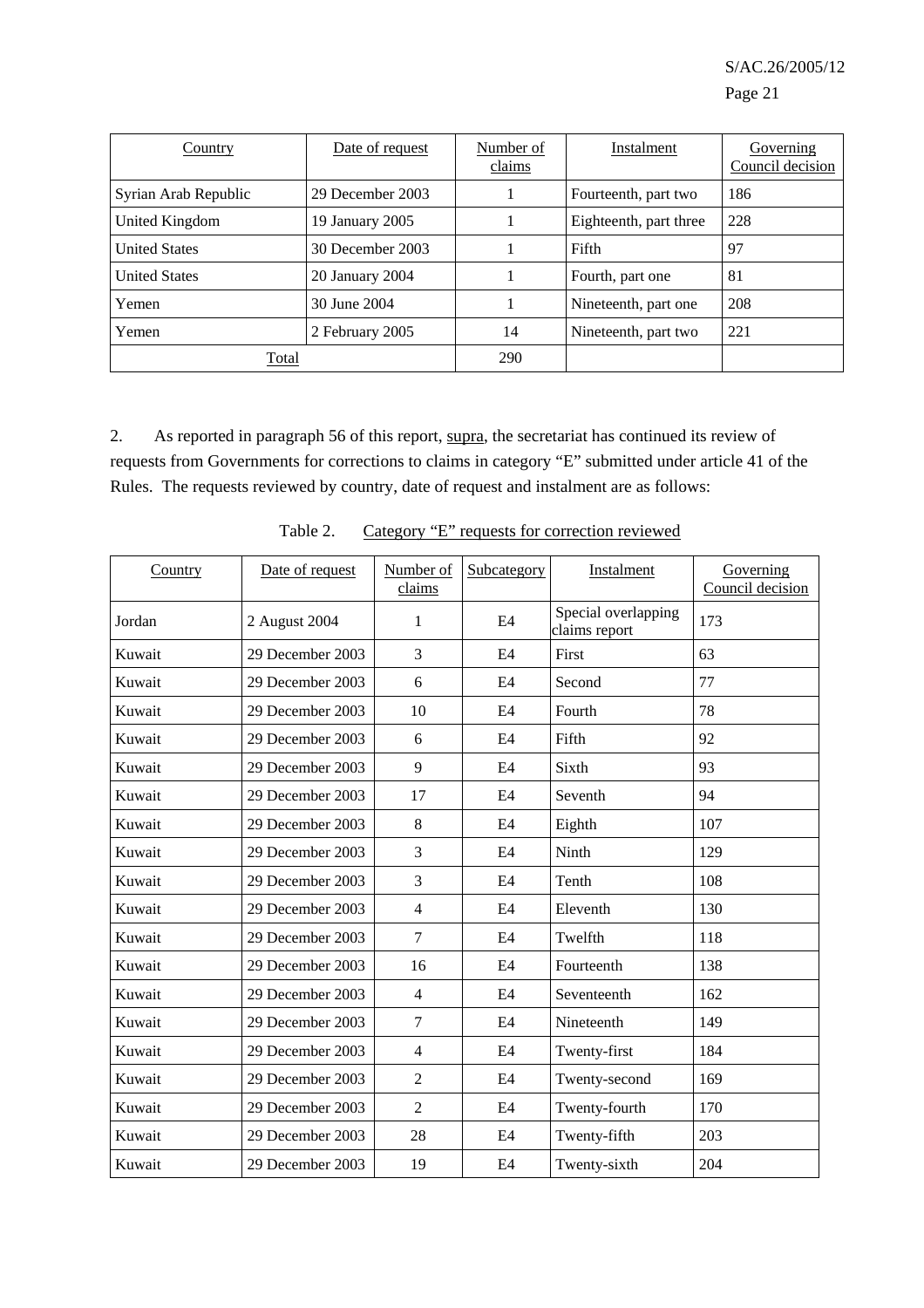| Country | Date of request | Number of claims | Instalment | Governing Council decision |
|---|---|---|---|---|
| Syrian Arab Republic | 29 December 2003 | 1 | Fourteenth, part two | 186 |
| United Kingdom | 19 January 2005 | 1 | Eighteenth, part three | 228 |
| United States | 30 December 2003 | 1 | Fifth | 97 |
| United States | 20 January 2004 | 1 | Fourth, part one | 81 |
| Yemen | 30 June 2004 | 1 | Nineteenth, part one | 208 |
| Yemen | 2 February 2005 | 14 | Nineteenth, part two | 221 |
| Total | | 290 | | |

2. As reported in paragraph 56 of this report, supra, the secretariat has continued its review of requests from Governments for corrections to claims in category “E” submitted under article 41 of the Rules. The requests reviewed by country, date of request and instalment are as follows:

Table 2. Category “E” requests for correction reviewed

| Country | Date of request | Number of claims | Subcategory | Instalment | Governing Council decision |
|---|---|---|---|---|---|
| Jordan | 2 August 2004 | 1 | E4 | Special overlapping claims report | 173 |
| Kuwait | 29 December 2003 | 3 | E4 | First | 63 |
| Kuwait | 29 December 2003 | 6 | E4 | Second | 77 |
| Kuwait | 29 December 2003 | 10 | E4 | Fourth | 78 |
| Kuwait | 29 December 2003 | 6 | E4 | Fifth | 92 |
| Kuwait | 29 December 2003 | 9 | E4 | Sixth | 93 |
| Kuwait | 29 December 2003 | 17 | E4 | Seventh | 94 |
| Kuwait | 29 December 2003 | 8 | E4 | Eighth | 107 |
| Kuwait | 29 December 2003 | 3 | E4 | Ninth | 129 |
| Kuwait | 29 December 2003 | 3 | E4 | Tenth | 108 |
| Kuwait | 29 December 2003 | 4 | E4 | Eleventh | 130 |
| Kuwait | 29 December 2003 | 7 | E4 | Twelfth | 118 |
| Kuwait | 29 December 2003 | 16 | E4 | Fourteenth | 138 |
| Kuwait | 29 December 2003 | 4 | E4 | Seventeenth | 162 |
| Kuwait | 29 December 2003 | 7 | E4 | Nineteenth | 149 |
| Kuwait | 29 December 2003 | 4 | E4 | Twenty-first | 184 |
| Kuwait | 29 December 2003 | 2 | E4 | Twenty-second | 169 |
| Kuwait | 29 December 2003 | 2 | E4 | Twenty-fourth | 170 |
| Kuwait | 29 December 2003 | 28 | E4 | Twenty-fifth | 203 |
| Kuwait | 29 December 2003 | 19 | E4 | Twenty-sixth | 204 |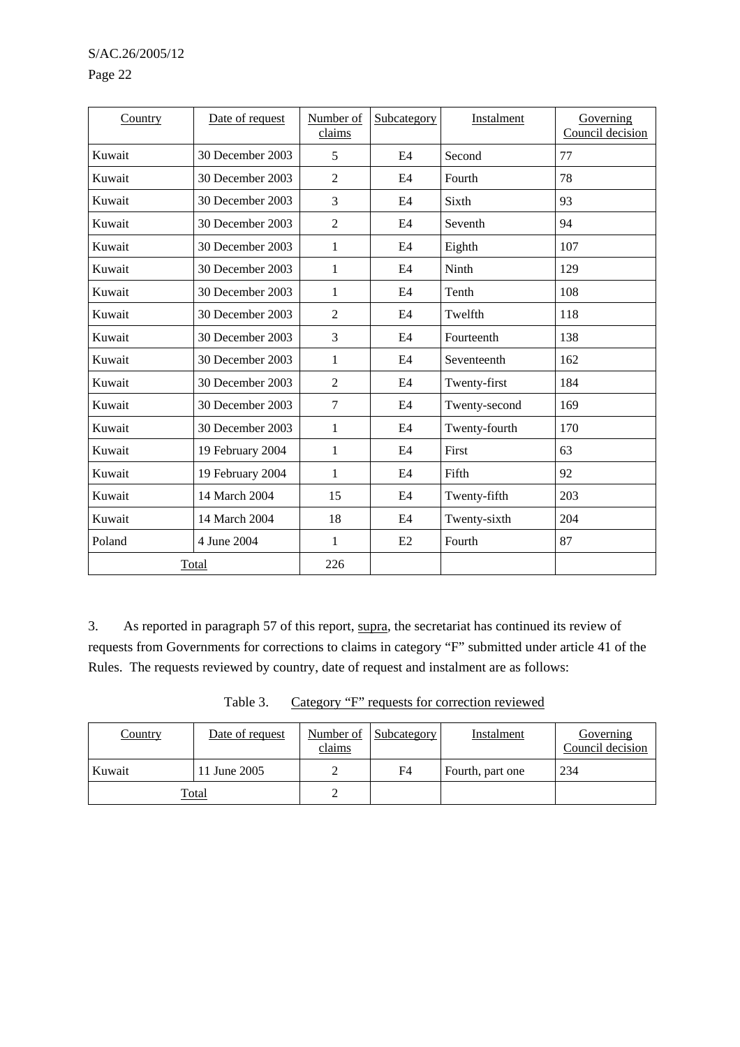| Country | Date of request | Number of claims | Subcategory | Instalment | Governing Council decision |
|---|---|---|---|---|---|
| Kuwait | 30 December 2003 | 5 | E4 | Second | 77 |
| Kuwait | 30 December 2003 | 2 | E4 | Fourth | 78 |
| Kuwait | 30 December 2003 | 3 | E4 | Sixth | 93 |
| Kuwait | 30 December 2003 | 2 | E4 | Seventh | 94 |
| Kuwait | 30 December 2003 | 1 | E4 | Eighth | 107 |
| Kuwait | 30 December 2003 | 1 | E4 | Ninth | 129 |
| Kuwait | 30 December 2003 | 1 | E4 | Tenth | 108 |
| Kuwait | 30 December 2003 | 2 | E4 | Twelfth | 118 |
| Kuwait | 30 December 2003 | 3 | E4 | Fourteenth | 138 |
| Kuwait | 30 December 2003 | 1 | E4 | Seventeenth | 162 |
| Kuwait | 30 December 2003 | 2 | E4 | Twenty-first | 184 |
| Kuwait | 30 December 2003 | 7 | E4 | Twenty-second | 169 |
| Kuwait | 30 December 2003 | 1 | E4 | Twenty-fourth | 170 |
| Kuwait | 19 February 2004 | 1 | E4 | First | 63 |
| Kuwait | 19 February 2004 | 1 | E4 | Fifth | 92 |
| Kuwait | 14 March 2004 | 15 | E4 | Twenty-fifth | 203 |
| Kuwait | 14 March 2004 | 18 | E4 | Twenty-sixth | 204 |
| Poland | 4 June 2004 | 1 | E2 | Fourth | 87 |
| Total | | 226 | | | |

3. As reported in paragraph 57 of this report, supra, the secretariat has continued its review of requests from Governments for corrections to claims in category "F" submitted under article 41 of the Rules. The requests reviewed by country, date of request and instalment are as follows:

Table 3. Category "F" requests for correction reviewed

| Country | Date of request | Number of claims | Subcategory | Instalment | Governing Council decision |
|---|---|---|---|---|---|
| Kuwait | 11 June 2005 | 2 | F4 | Fourth, part one | 234 |
| Total | | 2 | | | |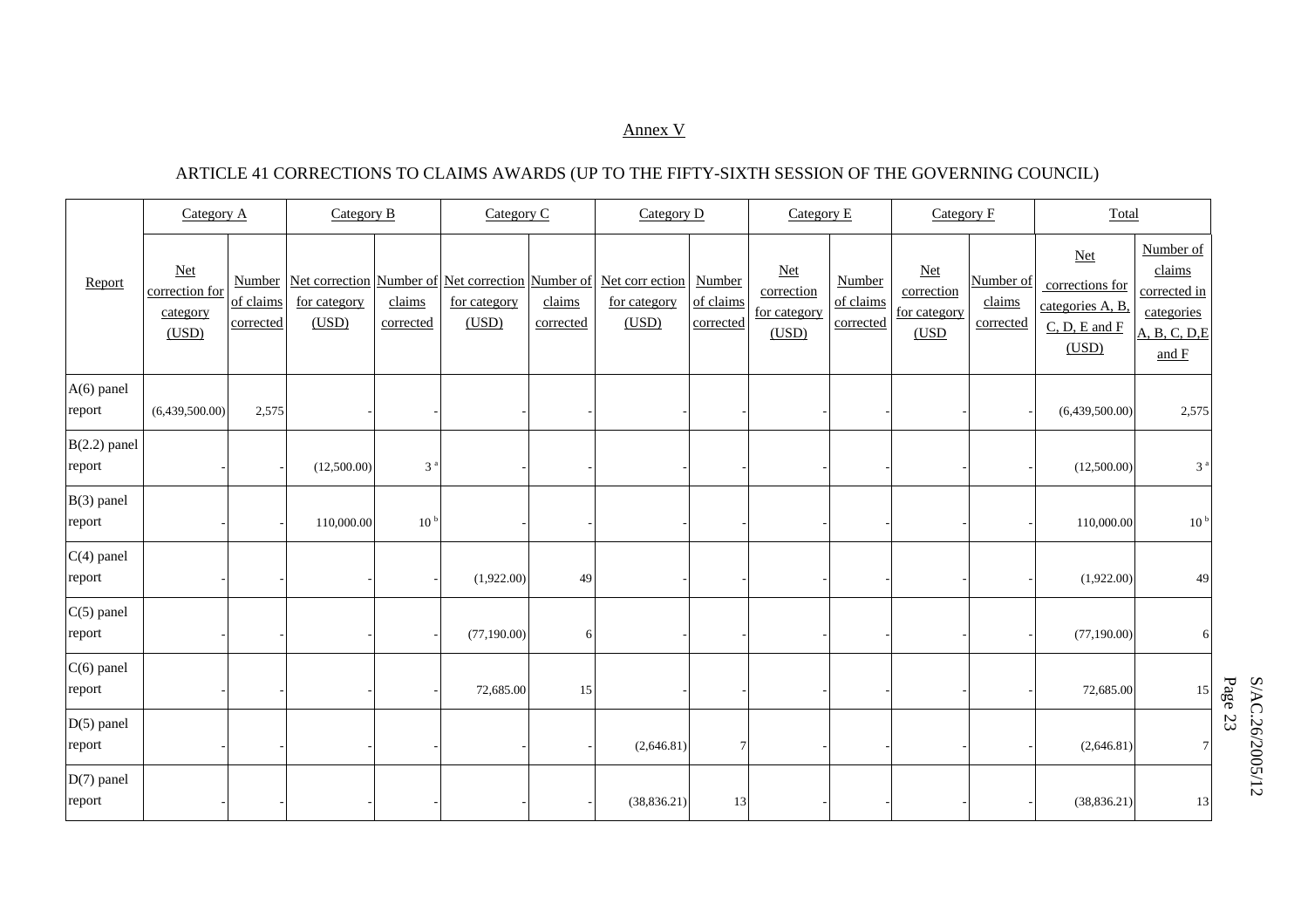Annex V

ARTICLE 41 CORRECTIONS TO CLAIMS AWARDS (UP TO THE FIFTY-SIXTH SESSION OF THE GOVERNING COUNCIL)

| Report | Category A | | Category B | | Category C | | Category D | | Category E | | Category F | | Total | |
|---|---|---|---|---|---|---|---|---|---|---|---|---|---|---|
| | Net correction for category (USD) | Number of claims corrected | Net correction for category (USD) | Number of claims corrected | Net correction for category (USD) | Number of claims corrected | Net corr ection for category (USD) | Number of claims corrected | Net correction for category (USD) | Number of claims corrected | Net correction for category (USD | Number of claims corrected | Net corrections for categories A, B, C, D, E and F (USD) | Number of claims corrected in categories A, B, C, D,E and F |
| A(6) panel report | (6,439,500.00) | 2,575 | - | - | - | - | - | - | - | - | - | - | (6,439,500.00) | 2,575 |
| B(2.2) panel report | - | - | (12,500.00) | 3 [a] | - | - | - | - | - | - | - | - | (12,500.00) | 3 [a] |
| B(3) panel report | - | - | 110,000.00 | 10 [b] | - | - | - | - | - | - | - | - | 110,000.00 | 10 [b] |
| C(4) panel report | - | - | - | - | (1,922.00) | 49 | - | - | - | - | - | - | (1,922.00) | 49 |
| C(5) panel report | - | - | - | - | (77,190.00) | 6 | - | - | - | - | - | - | (77,190.00) | 6 |
| C(6) panel report | - | - | - | - | 72,685.00 | 15 | - | - | - | - | - | - | 72,685.00 | 15 |
| D(5) panel report | - | - | - | - | - | - | (2,646.81) | 7 | - | - | - | - | (2,646.81) | 7 |
| D(7) panel report | - | - | - | - | - | - | (38,836.21) | 13 | - | - | - | - | (38,836.21) | 13 |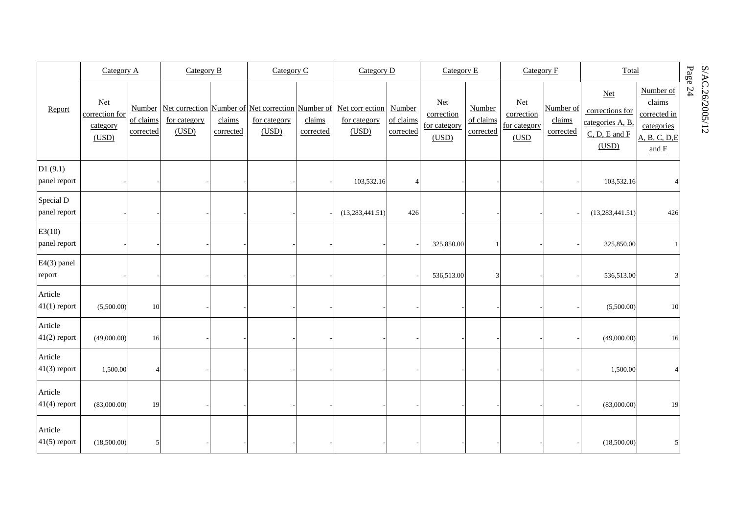| Report | Category A | | Category B | | Category C | | Category D | | Category E | | Category F | | Total | |
|---|---|---|---|---|---|---|---|---|---|---|---|---|---|---|
| | Net correction for category (USD) | Number of claims corrected | Net correction for category (USD) | Number of claims corrected | Net correction for category (USD) | Number of claims corrected | Net corr ection for category (USD) | Number of claims corrected | Net correction for category (USD) | Number of claims corrected | Net correction for category (USD | Number of claims corrected | Net corrections for categories A, B, C, D, E and F (USD) | Number of claims corrected in categories A, B, C, D,E and F |
| D1 (9.1) panel report | - | - | - | - | - | - | 103,532.16 | 4 | - | - | - | - | 103,532.16 | 4 |
| Special D panel report | - | - | - | - | - | - | (13,283,441.51) | 426 | - | - | - | - | (13,283,441.51) | 426 |
| E3(10) panel report | - | - | - | - | - | - | - | - | 325,850.00 | 1 | - | - | 325,850.00 | 1 |
| E4(3) panel report | - | - | - | - | - | - | - | - | 536,513.00 | 3 | - | - | 536,513.00 | 3 |
| Article 41(1) report | (5,500.00) | 10 | - | - | - | - | - | - | - | - | - | - | (5,500.00) | 10 |
| Article 41(2) report | (49,000.00) | 16 | - | - | - | - | - | - | - | - | - | - | (49,000.00) | 16 |
| Article 41(3) report | 1,500.00 | 4 | - | - | - | - | - | - | - | - | - | - | 1,500.00 | 4 |
| Article 41(4) report | (83,000.00) | 19 | - | - | - | - | - | - | - | - | - | - | (83,000.00) | 19 |
| Article 41(5) report | (18,500.00) | 5 | - | - | - | - | - | - | - | - | - | - | (18,500.00) | 5 |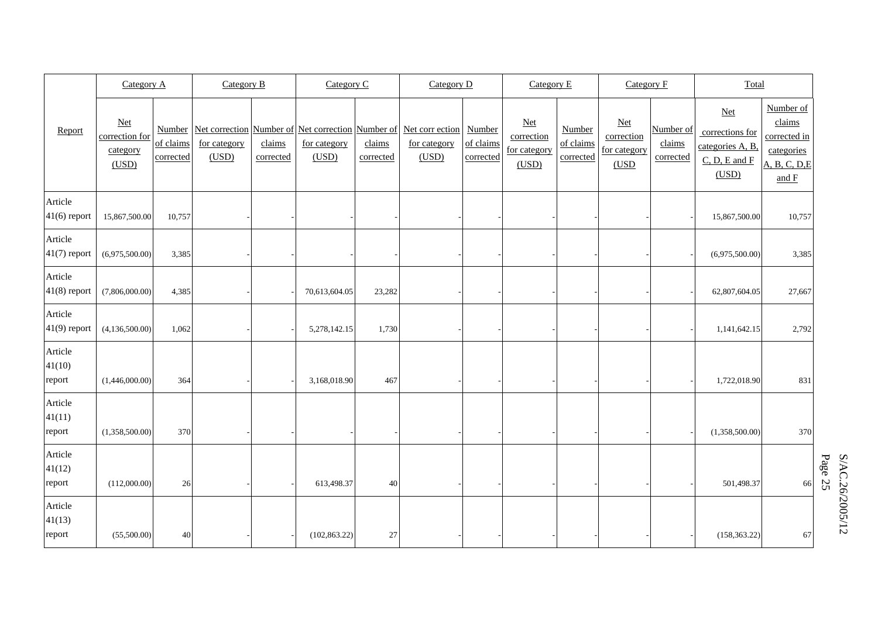| Report | Category A | | Category B | | Category C | | Category D | | Category E | | Category F | | Total | |
|---|---|---|---|---|---|---|---|---|---|---|---|---|---|---|
| | Net correction for category (USD) | Number of claims corrected | Net correction for category (USD) | Number of claims corrected | Net correction for category (USD) | Number of claims corrected | Net corr ection for category (USD) | Number of claims corrected | Net correction for category (USD) | Number of claims corrected | Net correction for category (USD | Number of claims corrected | Net corrections for categories A, B, C, D, E and F (USD) | Number of claims corrected in categories A, B, C, D,E and F |
| Article 41(6) report | 15,867,500.00 | 10,757 | - | - | - | - | - | - | - | - | - | - | 15,867,500.00 | 10,757 |
| Article 41(7) report | (6,975,500.00) | 3,385 | - | - | - | - | - | - | - | - | - | - | (6,975,500.00) | 3,385 |
| Article 41(8) report | (7,806,000.00) | 4,385 | - | - | 70,613,604.05 | 23,282 | - | - | - | - | - | - | 62,807,604.05 | 27,667 |
| Article 41(9) report | (4,136,500.00) | 1,062 | - | - | 5,278,142.15 | 1,730 | - | - | - | - | - | - | 1,141,642.15 | 2,792 |
| Article 41(10) report | (1,446,000.00) | 364 | - | - | 3,168,018.90 | 467 | - | - | - | - | - | - | 1,722,018.90 | 831 |
| Article 41(11) report | (1,358,500.00) | 370 | - | - | - | - | - | - | - | - | - | - | (1,358,500.00) | 370 |
| Article 41(12) report | (112,000.00) | 26 | - | - | 613,498.37 | 40 | - | - | - | - | - | - | 501,498.37 | 66 |
| Article 41(13) report | (55,500.00) | 40 | - | - | (102,863.22) | 27 | - | - | - | - | - | - | (158,363.22) | 67 |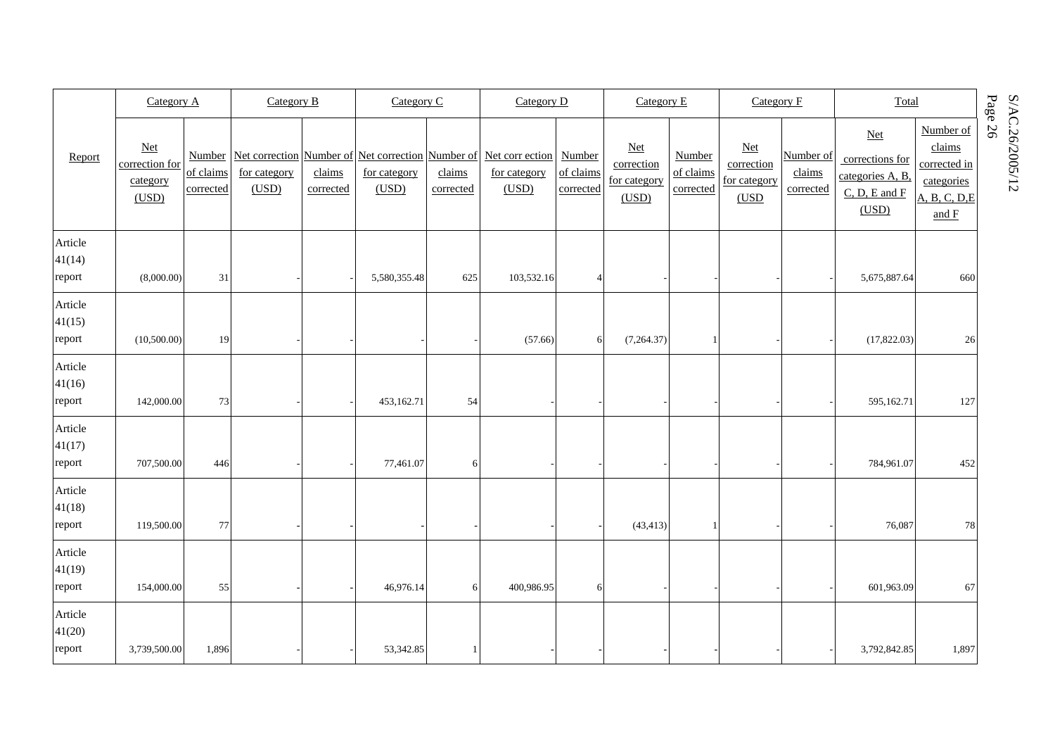| Report | Category A | | Category B | | Category C | | Category D | | Category E | | Category F | | Total | |
|---|---|---|---|---|---|---|---|---|---|---|---|---|---|---|
| | Net correction for category (USD) | Number of claims corrected | Net correction for category (USD) | Number of claims corrected | Net correction for category (USD) | Number of claims corrected | Net corr ection for category (USD) | Number of claims corrected | Net correction for category (USD) | Number of claims corrected | Net correction for category (USD | Number of claims corrected | Net corrections for categories A, B, C, D, E and F (USD) | Number of claims corrected in categories A, B, C, D,E and F |
| Article 41(14) report | (8,000.00) | 31 | - | - | 5,580,355.48 | 625 | 103,532.16 | 4 | - | - | - | - | 5,675,887.64 | 660 |
| Article 41(15) report | (10,500.00) | 19 | - | - | - | - | (57.66) | 6 | (7,264.37) | 1 | - | - | (17,822.03) | 26 |
| Article 41(16) report | 142,000.00 | 73 | - | - | 453,162.71 | 54 | - | - | - | - | - | - | 595,162.71 | 127 |
| Article 41(17) report | 707,500.00 | 446 | - | - | 77,461.07 | 6 | - | - | - | - | - | - | 784,961.07 | 452 |
| Article 41(18) report | 119,500.00 | 77 | - | - | - | - | - | - | (43,413) | 1 | - | - | 76,087 | 78 |
| Article 41(19) report | 154,000.00 | 55 | - | - | 46,976.14 | 6 | 400,986.95 | 6 | - | - | - | - | 601,963.09 | 67 |
| Article 41(20) report | 3,739,500.00 | 1,896 | - | - | 53,342.85 | 1 | - | - | - | - | - | - | 3,792,842.85 | 1,897 |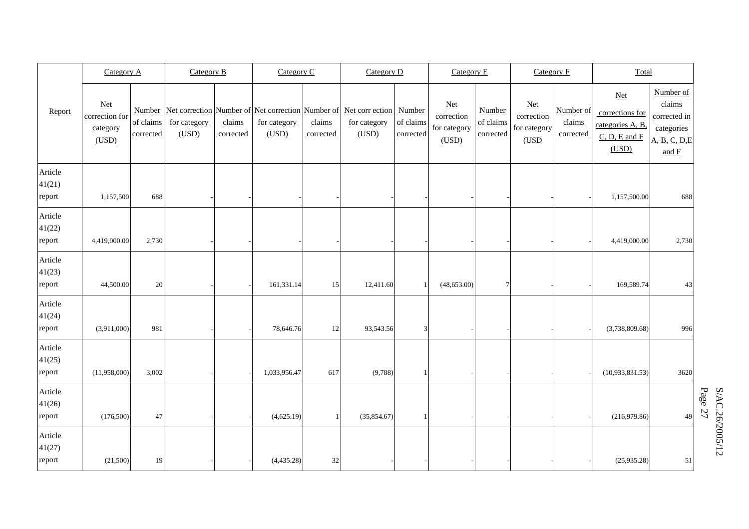| Report | Category A | | Category B | | Category C | | Category D | | Category E | | Category F | | Total | |
|---|---|---|---|---|---|---|---|---|---|---|---|---|---|---|
| | Net correction for category (USD) | Number of claims corrected | Net correction for category (USD) | Number of claims corrected | Net correction for category (USD) | Number of claims corrected | Net corr ection for category (USD) | Number of claims corrected | Net correction for category (USD) | Number of claims corrected | Net correction for category (USD | Number of claims corrected | Net corrections for categories A, B, C, D, E and F (USD) | Number of claims corrected in categories A, B, C, D,E and F |
| Article 41(21) report | 1,157,500 | 688 | - | - | - | - | - | - | - | - | - | - | 1,157,500.00 | 688 |
| Article 41(22) report | 4,419,000.00 | 2,730 | - | - | - | - | - | - | - | - | - | - | 4,419,000.00 | 2,730 |
| Article 41(23) report | 44,500.00 | 20 | - | - | 161,331.14 | 15 | 12,411.60 | 1 | (48,653.00) | 7 | - | - | 169,589.74 | 43 |
| Article 41(24) report | (3,911,000) | 981 | - | - | 78,646.76 | 12 | 93,543.56 | 3 | - | - | - | - | (3,738,809.68) | 996 |
| Article 41(25) report | (11,958,000) | 3,002 | - | - | 1,033,956.47 | 617 | (9,788) | 1 | - | - | - | - | (10,933,831.53) | 3620 |
| Article 41(26) report | (176,500) | 47 | - | - | (4,625.19) | 1 | (35,854.67) | 1 | - | - | - | - | (216,979.86) | 49 |
| Article 41(27) report | (21,500) | 19 | - | - | (4,435.28) | 32 | - | - | - | - | - | - | (25,935.28) | 51 |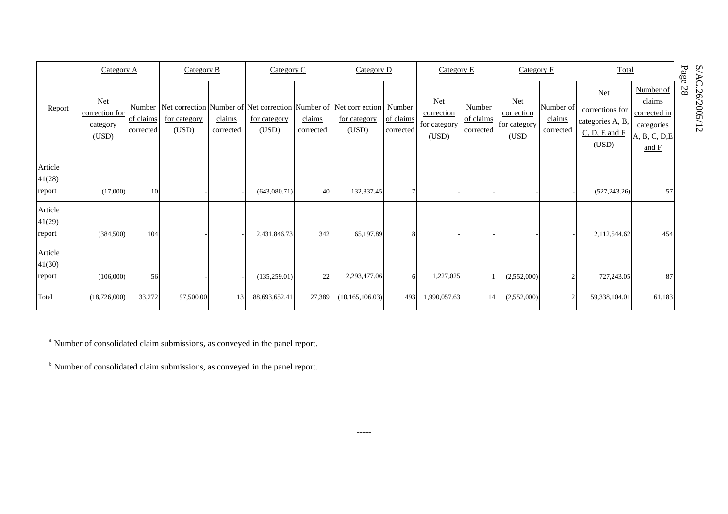| Report | Category A | | Category B | | Category C | | Category D | | Category E | | Category F | | Total | |
|---|---|---|---|---|---|---|---|---|---|---|---|---|---|---|
| | Net correction for category (USD) | Number of claims corrected | Net correction for category (USD) | Number of claims corrected | Net correction for category (USD) | Number of claims corrected | Net corr ection for category (USD) | Number of claims corrected | Net correction for category (USD) | Number of claims corrected | Net correction for category (USD | Number of claims corrected | Net corrections for categories A, B, C, D, E and F (USD) | Number of claims corrected in categories A, B, C, D,E and F |
| Article 41(28) report | (17,000) | 10 | - | - | (643,080.71) | 40 | 132,837.45 | 7 | - | - | - | - | (527,243.26) | 57 |
| Article 41(29) report | (384,500) | 104 | - | - | 2,431,846.73 | 342 | 65,197.89 | 8 | - | - | - | - | 2,112,544.62 | 454 |
| Article 41(30) report | (106,000) | 56 | - | - | (135,259.01) | 22 | 2,293,477.06 | 6 | 1,227,025 | 1 | (2,552,000) | 2 | 727,243.05 | 87 |
| Total | (18,726,000) | 33,272 | 97,500.00 | 13 | 88,693,652.41 | 27,389 | (10,165,106.03) | 493 | 1,990,057.63 | 14 | (2,552,000) | 2 | 59,338,104.01 | 61,183 |

[a] Number of consolidated claim submissions, as conveyed in the panel report.

[b] Number of consolidated claim submissions, as conveyed in the panel report.

-----